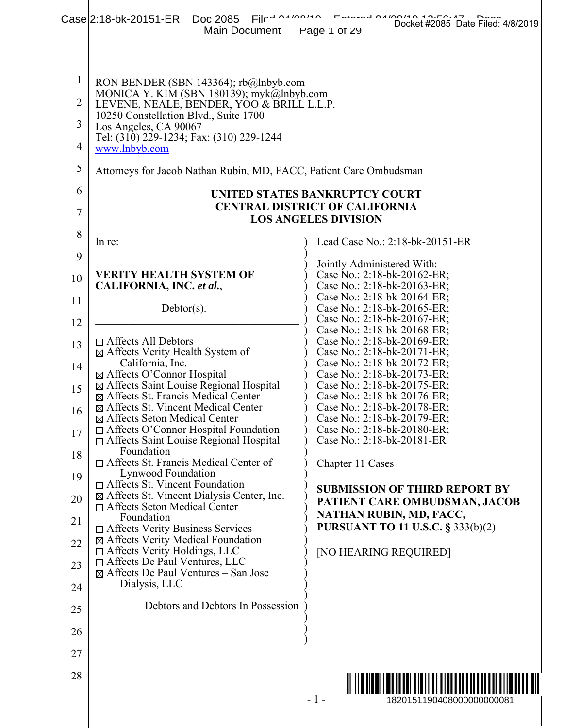RON BENDER (SBN 143364); rb@lnbyb.com
MONICA Y. KIM (SBN 180139); myk@lnbyb.com
LEVENE, NEALE, BENDER, YOO & BRILL L.L.P.
10250 Constellation Blvd., Suite 1700
Los Angeles, CA 90067
Tel: (310) 229-1234; Fax: (310) 229-1244
www.lnbyb.com

Attorneys for Jacob Nathan Rubin, MD, FACC, Patient Care Ombudsman

**UNITED STATES BANKRUPTCY COURT**
**CENTRAL DISTRICT OF CALIFORNIA**
**LOS ANGELES DIVISION**

In re:

**VERITY HEALTH SYSTEM OF CALIFORNIA, INC. *et al.*,**

Debtor(s).

- ☐ Affects All Debtors
- ☒ Affects Verity Health System of California, Inc.
- ☒ Affects O'Connor Hospital
- ☒ Affects Saint Louise Regional Hospital
- ☒ Affects St. Francis Medical Center
- ☒ Affects St. Vincent Medical Center
- ☒ Affects Seton Medical Center
- ☐ Affects O'Connor Hospital Foundation
- ☐ Affects Saint Louise Regional Hospital Foundation
- ☐ Affects St. Francis Medical Center of Lynwood Foundation
- ☐ Affects St. Vincent Foundation
- ☒ Affects St. Vincent Dialysis Center, Inc.
- ☐ Affects Seton Medical Center Foundation
- ☐ Affects Verity Business Services
- ☒ Affects Verity Medical Foundation
- ☐ Affects Verity Holdings, LLC
- ☐ Affects De Paul Ventures, LLC
- ☒ Affects De Paul Ventures – San Jose Dialysis, LLC

Debtors and Debtors In Possession

Lead Case No.: 2:18-bk-20151-ER

Jointly Administered With:
Case No.: 2:18-bk-20162-ER;
Case No.: 2:18-bk-20163-ER;
Case No.: 2:18-bk-20164-ER;
Case No.: 2:18-bk-20165-ER;
Case No.: 2:18-bk-20167-ER;
Case No.: 2:18-bk-20168-ER;
Case No.: 2:18-bk-20169-ER;
Case No.: 2:18-bk-20171-ER;
Case No.: 2:18-bk-20172-ER;
Case No.: 2:18-bk-20173-ER;
Case No.: 2:18-bk-20175-ER;
Case No.: 2:18-bk-20176-ER;
Case No.: 2:18-bk-20178-ER;
Case No.: 2:18-bk-20179-ER;
Case No.: 2:18-bk-20180-ER;
Case No.: 2:18-bk-20181-ER

Chapter 11 Cases

**SUBMISSION OF THIRD REPORT BY PATIENT CARE OMBUDSMAN, JACOB NATHAN RUBIN, MD, FACC, PURSUANT TO 11 U.S.C. §** 333(b)(2)

[NO HEARING REQUIRED]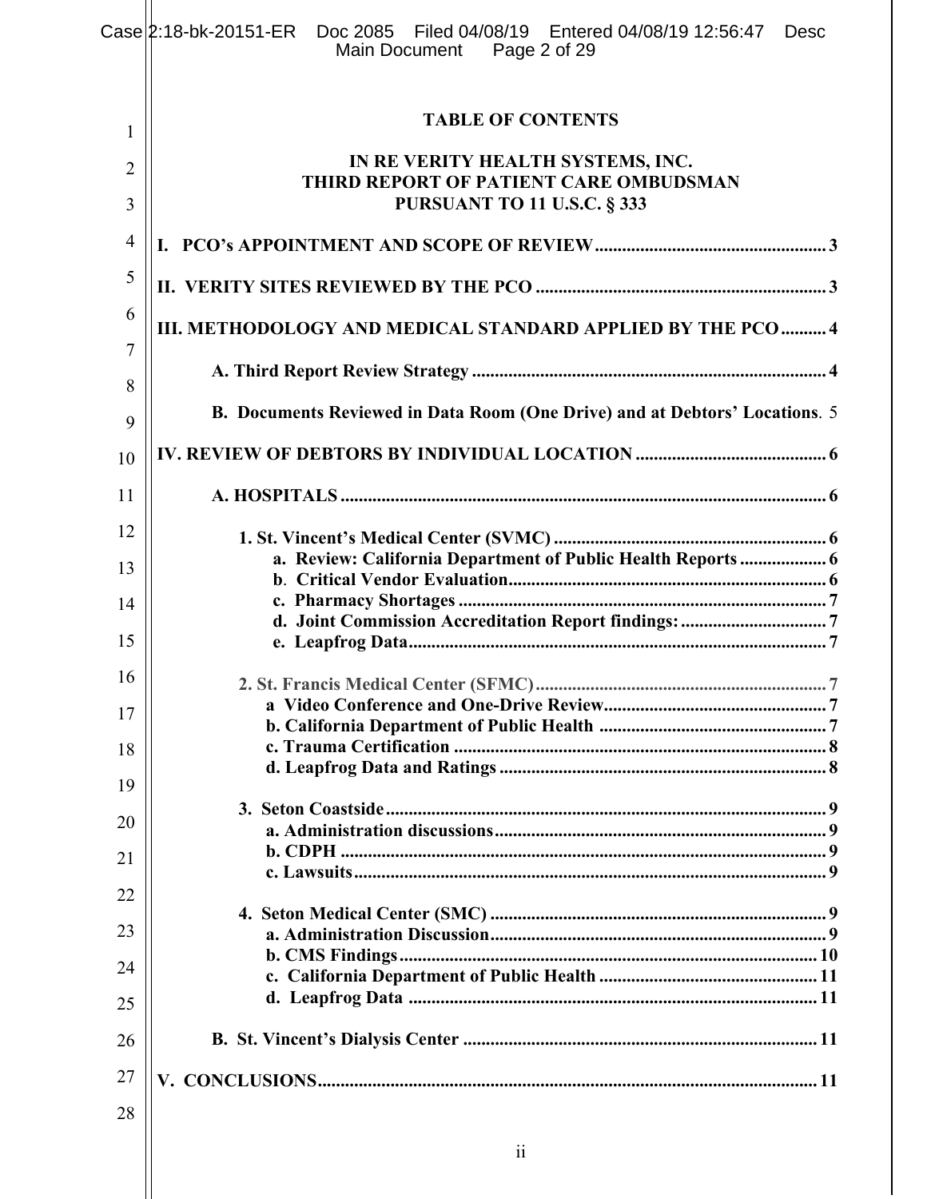# TABLE OF CONTENTS

## IN RE VERITY HEALTH SYSTEMS, INC.
## THIRD REPORT OF PATIENT CARE OMBUDSMAN
## PURSUANT TO 11 U.S.C. § 333

**I. PCO's APPOINTMENT AND SCOPE OF REVIEW** .................................................. 3

**II. VERITY SITES REVIEWED BY THE PCO** ............................................................... 3

**III. METHODOLOGY AND MEDICAL STANDARD APPLIED BY THE PCO** .......... 4

- **A. Third Report Review Strategy** ............................................................................. 4
- **B. Documents Reviewed in Data Room (One Drive) and at Debtors' Locations**. 5

**IV. REVIEW OF DEBTORS BY INDIVIDUAL LOCATION** ......................................... 6

- **A. HOSPITALS** .......................................................................................................... 6
  - **1. St. Vincent's Medical Center (SVMC)** ........................................................... 6
    - **a. Review: California Department of Public Health Reports** .................. 6
    - **b. Critical Vendor Evaluation** ..................................................................... 6
    - **c. Pharmacy Shortages** ................................................................................ 7
    - **d. Joint Commission Accreditation Report findings:** ................................ 7
    - **e. Leapfrog Data** ........................................................................................... 7
  - **2. St. Francis Medical Center (SFMC)** ............................................................... 7
    - **a Video Conference and One-Drive Review** ............................................... 7
    - **b. California Department of Public Health** ................................................. 7
    - **c. Trauma Certification** ................................................................................ 8
    - **d. Leapfrog Data and Ratings** ....................................................................... 8
  - **3. Seton Coastside** ................................................................................................ 9
    - **a. Administration discussions** ....................................................................... 9
    - **b. CDPH** ......................................................................................................... 9
    - **c. Lawsuits** ...................................................................................................... 9
  - **4. Seton Medical Center (SMC)** ......................................................................... 9
    - **a. Administration Discussion** ......................................................................... 9
    - **b. CMS Findings** .......................................................................................... 10
    - **c. California Department of Public Health** ............................................... 11
    - **d. Leapfrog Data** ......................................................................................... 11
- **B. St. Vincent's Dialysis Center** ............................................................................. 11

**V. CONCLUSIONS** ............................................................................................................ 11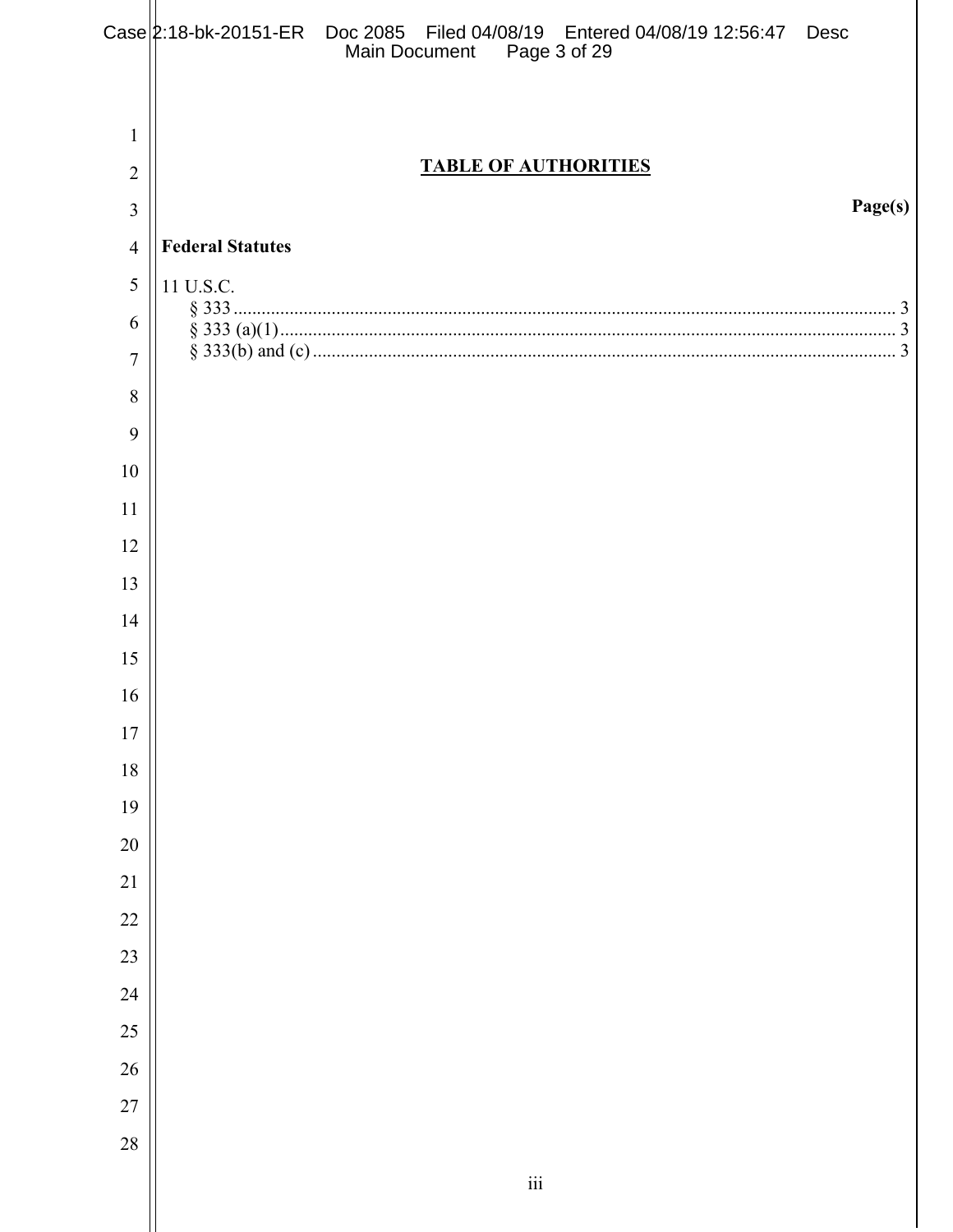## TABLE OF AUTHORITIES

**Page(s)**

**Federal Statutes**

11 U.S.C.

§ 333 ........................................................................................................................................... 3

§ 333 (a)(1) .................................................................................................................................. 3

§ 333(b) and (c) ........................................................................................................................... 3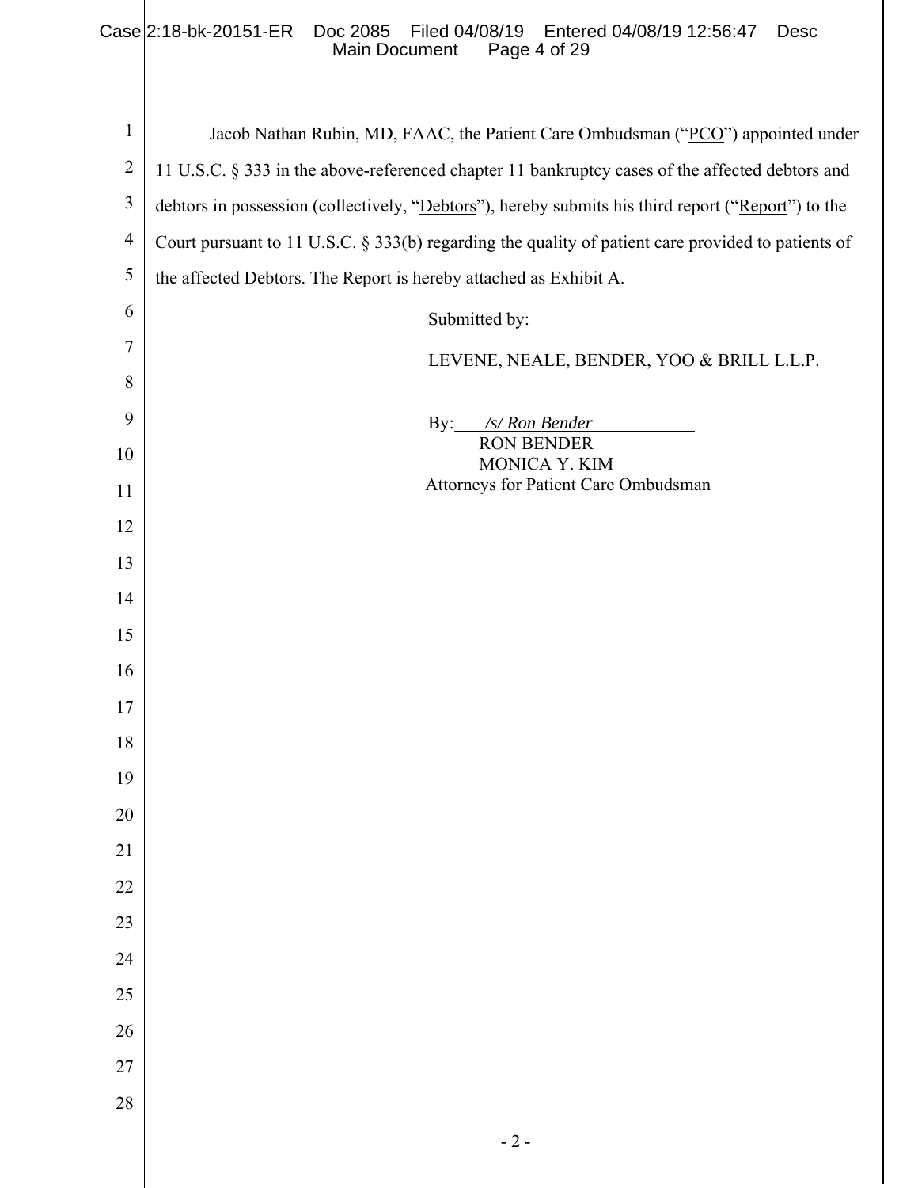Jacob Nathan Rubin, MD, FAAC, the Patient Care Ombudsman ("PCO") appointed under 11 U.S.C. § 333 in the above-referenced chapter 11 bankruptcy cases of the affected debtors and debtors in possession (collectively, "Debtors"), hereby submits his third report ("Report") to the Court pursuant to 11 U.S.C. § 333(b) regarding the quality of patient care provided to patients of the affected Debtors. The Report is hereby attached as Exhibit A.

Submitted by:

LEVENE, NEALE, BENDER, YOO & BRILL L.L.P.

By: */s/ Ron Bender*
RON BENDER
MONICA Y. KIM
Attorneys for Patient Care Ombudsman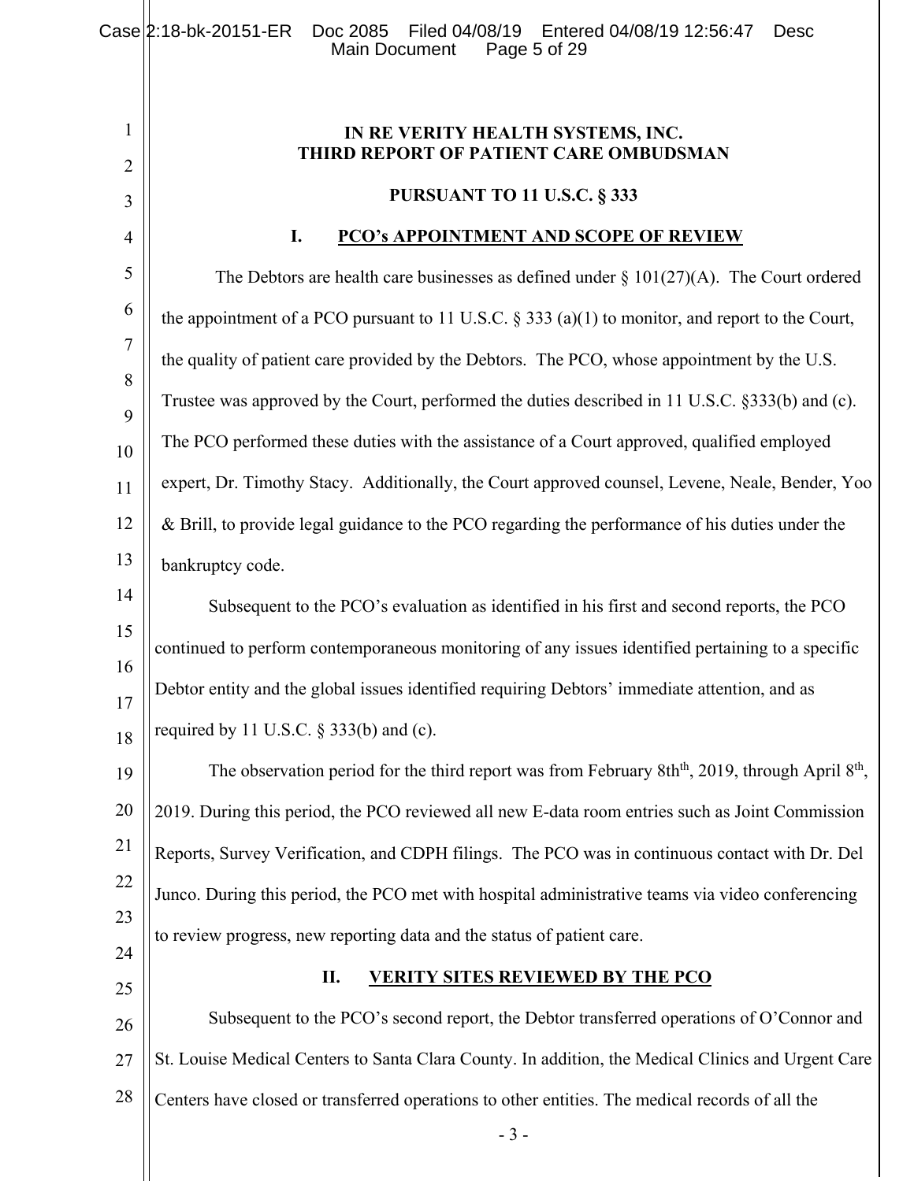**IN RE VERITY HEALTH SYSTEMS, INC.**
**THIRD REPORT OF PATIENT CARE OMBUDSMAN**

**PURSUANT TO 11 U.S.C. § 333**

## I. PCO's APPOINTMENT AND SCOPE OF REVIEW

The Debtors are health care businesses as defined under § 101(27)(A). The Court ordered the appointment of a PCO pursuant to 11 U.S.C. § 333 (a)(1) to monitor, and report to the Court, the quality of patient care provided by the Debtors. The PCO, whose appointment by the U.S. Trustee was approved by the Court, performed the duties described in 11 U.S.C. §333(b) and (c). The PCO performed these duties with the assistance of a Court approved, qualified employed expert, Dr. Timothy Stacy. Additionally, the Court approved counsel, Levene, Neale, Bender, Yoo & Brill, to provide legal guidance to the PCO regarding the performance of his duties under the bankruptcy code.

Subsequent to the PCO's evaluation as identified in his first and second reports, the PCO continued to perform contemporaneous monitoring of any issues identified pertaining to a specific Debtor entity and the global issues identified requiring Debtors' immediate attention, and as required by 11 U.S.C. § 333(b) and (c).

The observation period for the third report was from February 8th, 2019, through April 8th, 2019. During this period, the PCO reviewed all new E-data room entries such as Joint Commission Reports, Survey Verification, and CDPH filings. The PCO was in continuous contact with Dr. Del Junco. During this period, the PCO met with hospital administrative teams via video conferencing to review progress, new reporting data and the status of patient care.

## II. VERITY SITES REVIEWED BY THE PCO

Subsequent to the PCO's second report, the Debtor transferred operations of O'Connor and St. Louise Medical Centers to Santa Clara County. In addition, the Medical Clinics and Urgent Care Centers have closed or transferred operations to other entities. The medical records of all the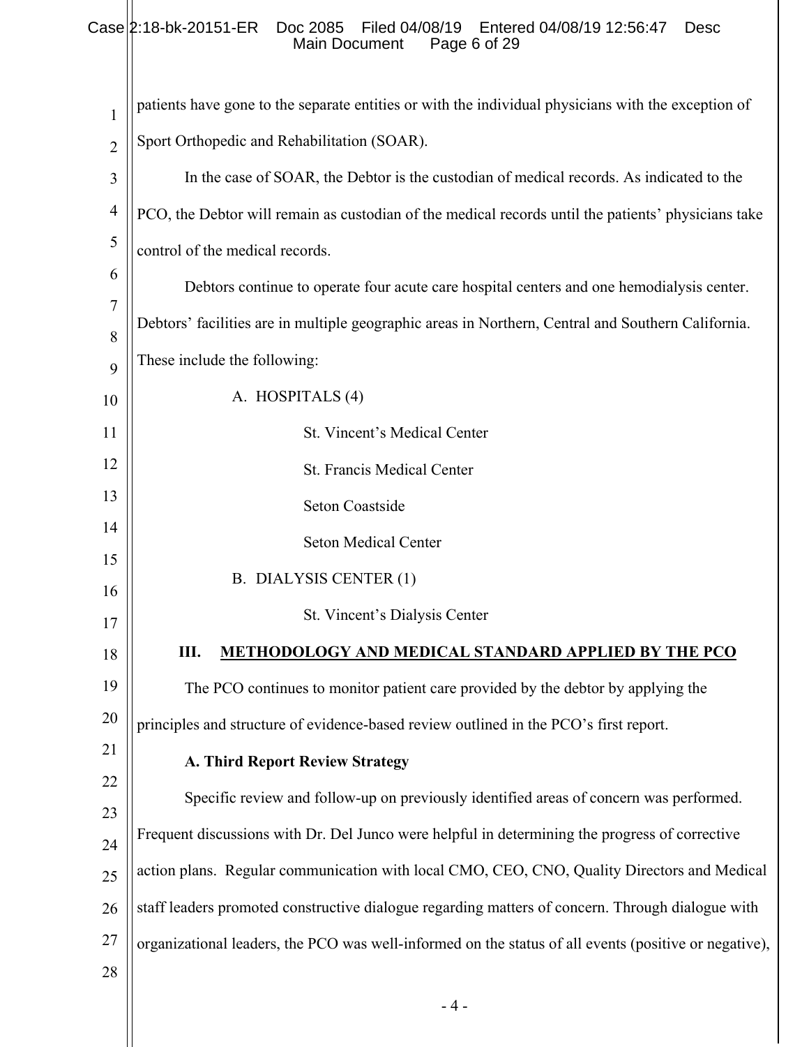patients have gone to the separate entities or with the individual physicians with the exception of Sport Orthopedic and Rehabilitation (SOAR).

In the case of SOAR, the Debtor is the custodian of medical records. As indicated to the PCO, the Debtor will remain as custodian of the medical records until the patients' physicians take control of the medical records.

Debtors continue to operate four acute care hospital centers and one hemodialysis center. Debtors' facilities are in multiple geographic areas in Northern, Central and Southern California. These include the following:

A. HOSPITALS (4)

- St. Vincent's Medical Center
- St. Francis Medical Center
- Seton Coastside
- Seton Medical Center

B. DIALYSIS CENTER (1)

- St. Vincent's Dialysis Center

## III. METHODOLOGY AND MEDICAL STANDARD APPLIED BY THE PCO

The PCO continues to monitor patient care provided by the debtor by applying the principles and structure of evidence-based review outlined in the PCO's first report.

### A. Third Report Review Strategy

Specific review and follow-up on previously identified areas of concern was performed. Frequent discussions with Dr. Del Junco were helpful in determining the progress of corrective action plans. Regular communication with local CMO, CEO, CNO, Quality Directors and Medical staff leaders promoted constructive dialogue regarding matters of concern. Through dialogue with organizational leaders, the PCO was well-informed on the status of all events (positive or negative),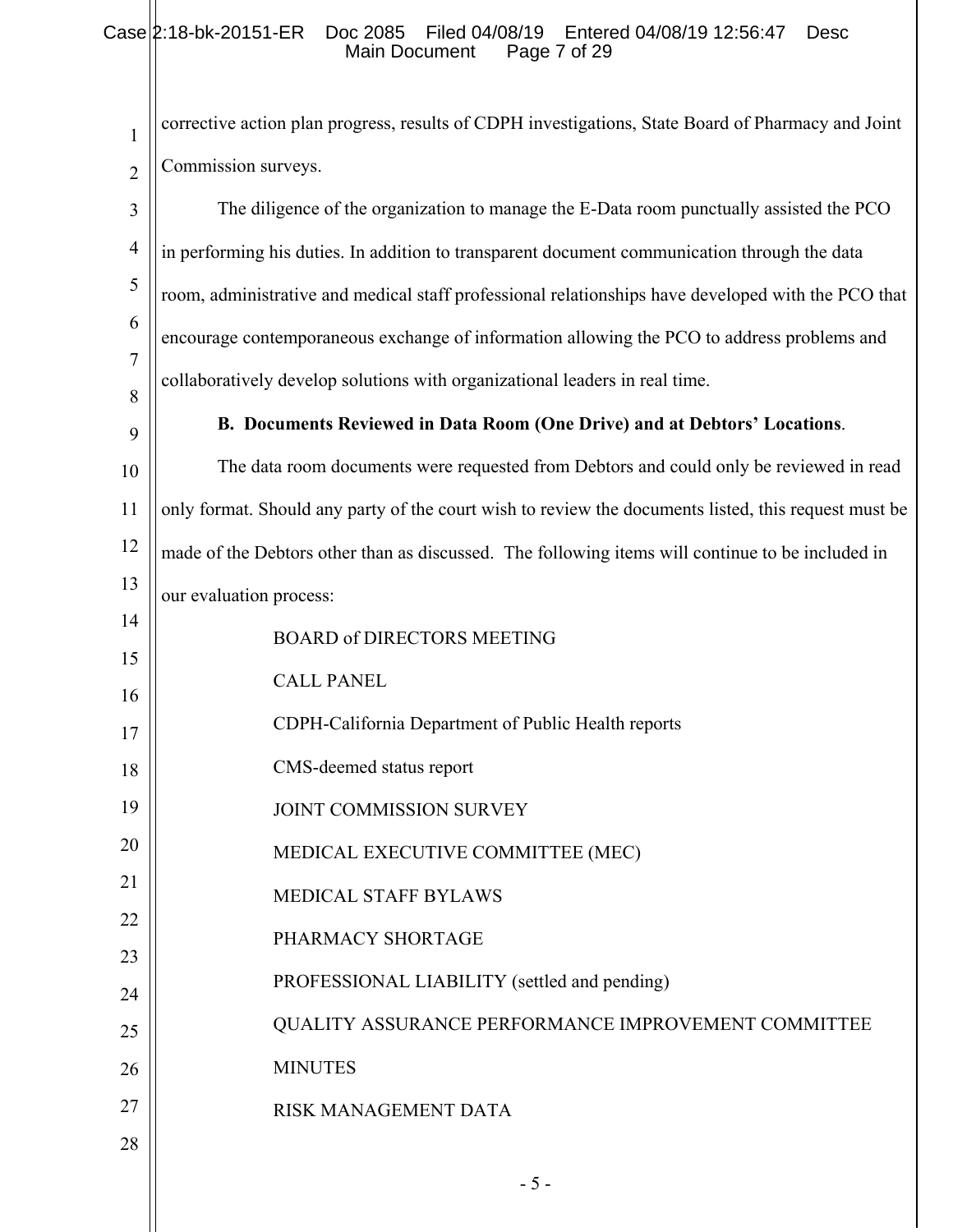corrective action plan progress, results of CDPH investigations, State Board of Pharmacy and Joint Commission surveys.

The diligence of the organization to manage the E-Data room punctually assisted the PCO in performing his duties. In addition to transparent document communication through the data room, administrative and medical staff professional relationships have developed with the PCO that encourage contemporaneous exchange of information allowing the PCO to address problems and collaboratively develop solutions with organizational leaders in real time.

**B. Documents Reviewed in Data Room (One Drive) and at Debtors' Locations**.

The data room documents were requested from Debtors and could only be reviewed in read only format. Should any party of the court wish to review the documents listed, this request must be made of the Debtors other than as discussed. The following items will continue to be included in our evaluation process:

BOARD of DIRECTORS MEETING

CALL PANEL

CDPH-California Department of Public Health reports

CMS-deemed status report

JOINT COMMISSION SURVEY

MEDICAL EXECUTIVE COMMITTEE (MEC)

MEDICAL STAFF BYLAWS

PHARMACY SHORTAGE

PROFESSIONAL LIABILITY (settled and pending)

QUALITY ASSURANCE PERFORMANCE IMPROVEMENT COMMITTEE MINUTES

RISK MANAGEMENT DATA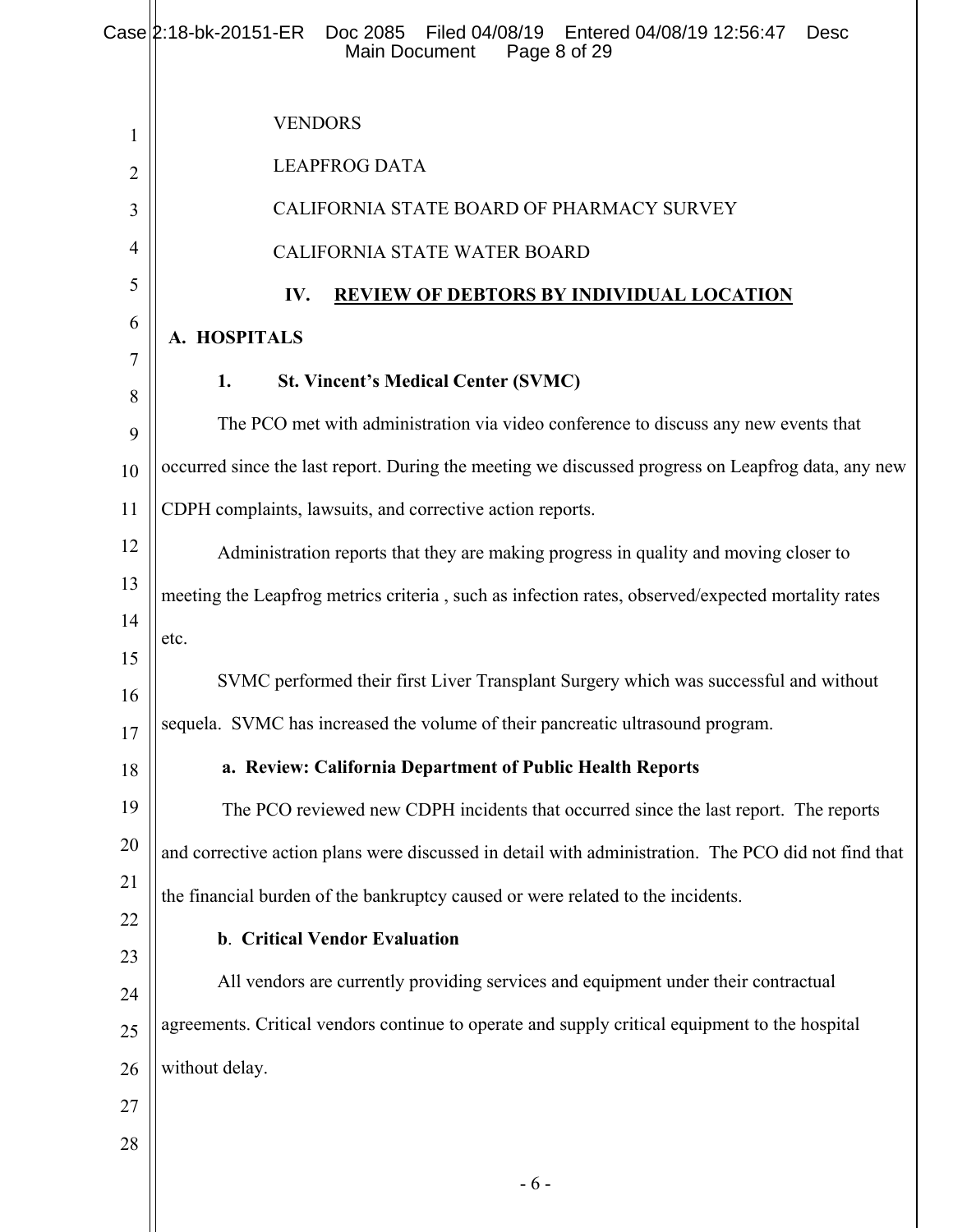VENDORS

LEAPFROG DATA

CALIFORNIA STATE BOARD OF PHARMACY SURVEY

CALIFORNIA STATE WATER BOARD

## IV. REVIEW OF DEBTORS BY INDIVIDUAL LOCATION

### A. HOSPITALS

#### 1. St. Vincent's Medical Center (SVMC)

The PCO met with administration via video conference to discuss any new events that occurred since the last report. During the meeting we discussed progress on Leapfrog data, any new CDPH complaints, lawsuits, and corrective action reports.

Administration reports that they are making progress in quality and moving closer to meeting the Leapfrog metrics criteria , such as infection rates, observed/expected mortality rates etc.

SVMC performed their first Liver Transplant Surgery which was successful and without sequela. SVMC has increased the volume of their pancreatic ultrasound program.

**a. Review: California Department of Public Health Reports**

The PCO reviewed new CDPH incidents that occurred since the last report. The reports and corrective action plans were discussed in detail with administration. The PCO did not find that the financial burden of the bankruptcy caused or were related to the incidents.

**b. Critical Vendor Evaluation**

All vendors are currently providing services and equipment under their contractual agreements. Critical vendors continue to operate and supply critical equipment to the hospital without delay.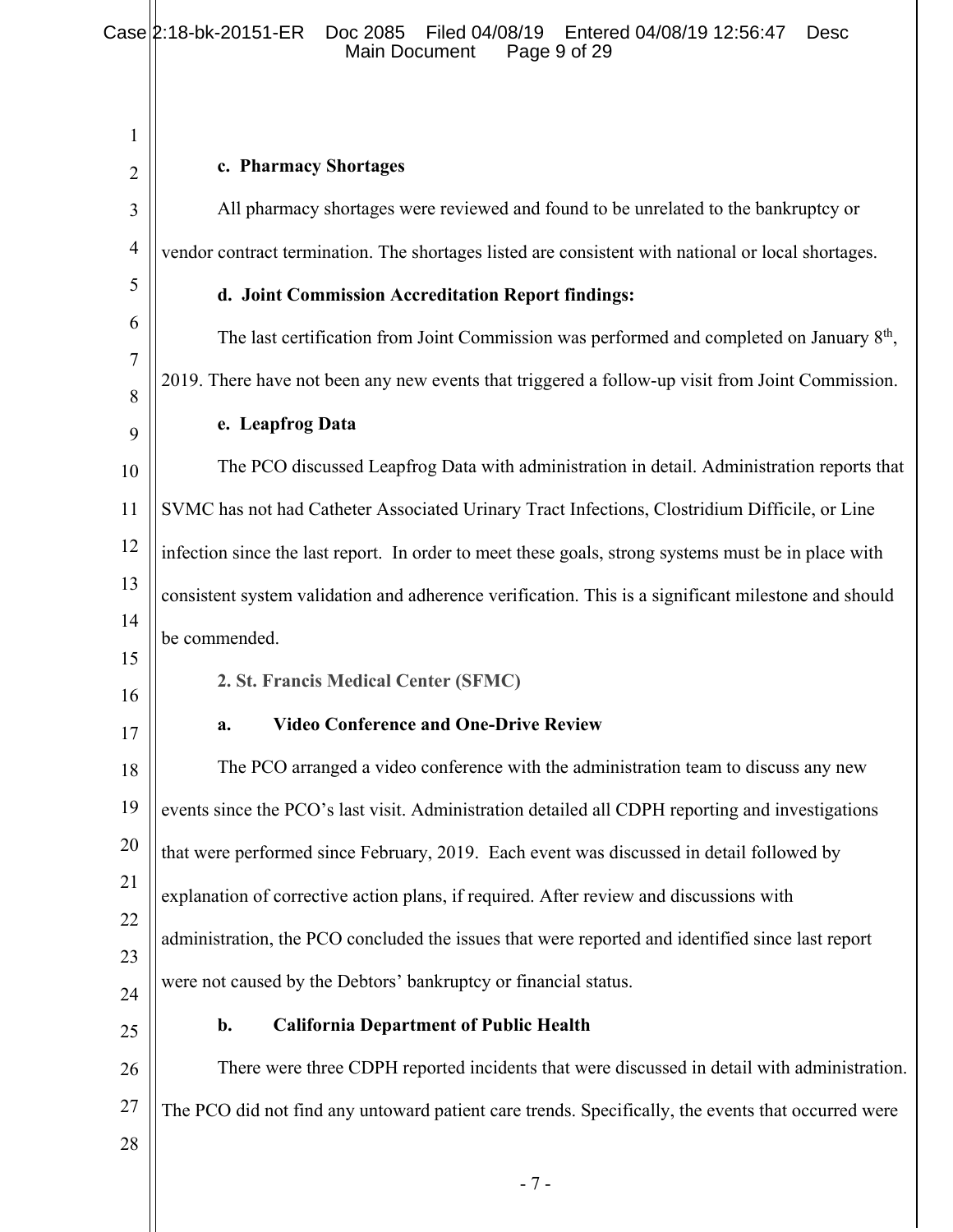**c. Pharmacy Shortages**

All pharmacy shortages were reviewed and found to be unrelated to the bankruptcy or vendor contract termination. The shortages listed are consistent with national or local shortages.

**d. Joint Commission Accreditation Report findings:**

The last certification from Joint Commission was performed and completed on January 8th, 2019. There have not been any new events that triggered a follow-up visit from Joint Commission.

**e. Leapfrog Data**

The PCO discussed Leapfrog Data with administration in detail. Administration reports that SVMC has not had Catheter Associated Urinary Tract Infections, Clostridium Difficile, or Line infection since the last report. In order to meet these goals, strong systems must be in place with consistent system validation and adherence verification. This is a significant milestone and should be commended.

**2. St. Francis Medical Center (SFMC)**

**a. Video Conference and One-Drive Review**

The PCO arranged a video conference with the administration team to discuss any new events since the PCO's last visit. Administration detailed all CDPH reporting and investigations that were performed since February, 2019. Each event was discussed in detail followed by explanation of corrective action plans, if required. After review and discussions with administration, the PCO concluded the issues that were reported and identified since last report were not caused by the Debtors' bankruptcy or financial status.

**b. California Department of Public Health**

There were three CDPH reported incidents that were discussed in detail with administration. The PCO did not find any untoward patient care trends. Specifically, the events that occurred were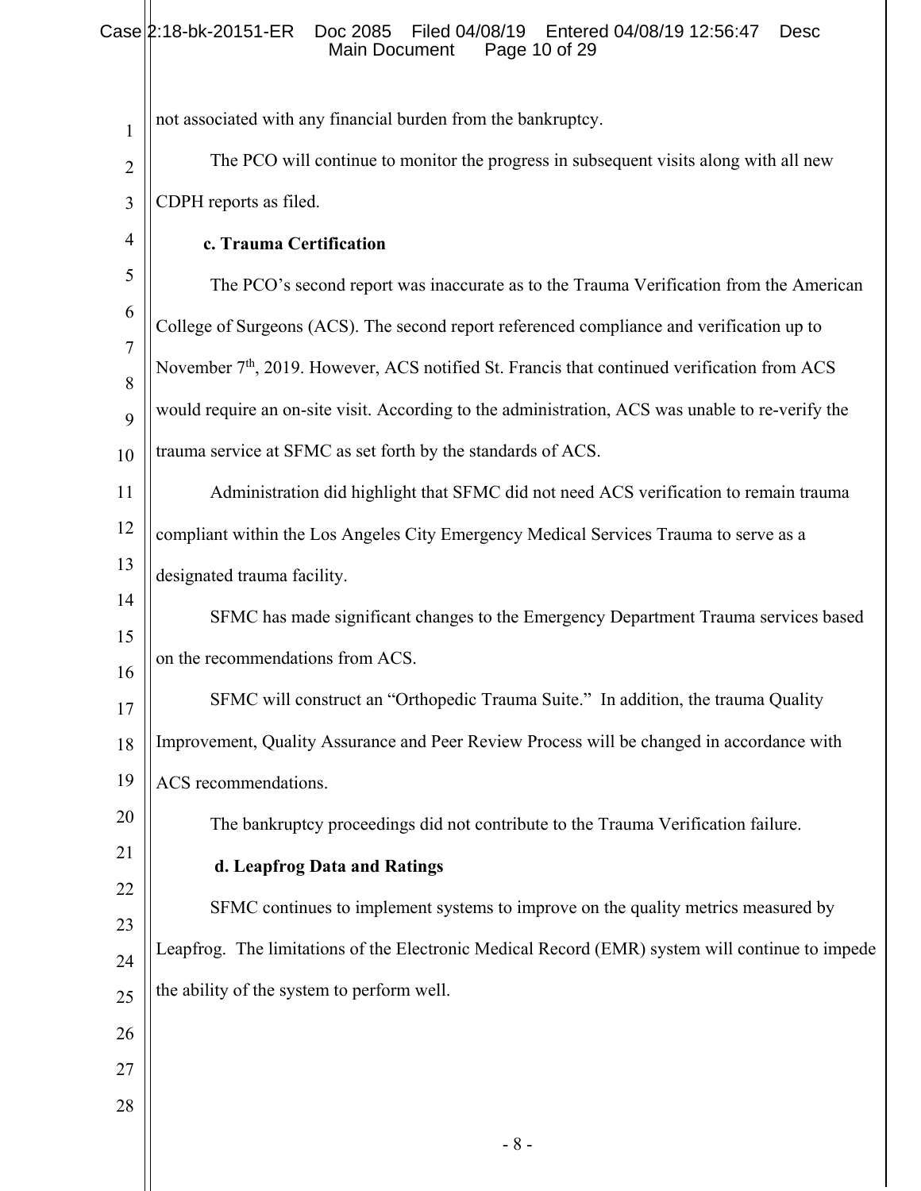not associated with any financial burden from the bankruptcy.

The PCO will continue to monitor the progress in subsequent visits along with all new CDPH reports as filed.

**c. Trauma Certification**

The PCO's second report was inaccurate as to the Trauma Verification from the American College of Surgeons (ACS). The second report referenced compliance and verification up to November 7th, 2019. However, ACS notified St. Francis that continued verification from ACS would require an on-site visit. According to the administration, ACS was unable to re-verify the trauma service at SFMC as set forth by the standards of ACS.

Administration did highlight that SFMC did not need ACS verification to remain trauma compliant within the Los Angeles City Emergency Medical Services Trauma to serve as a designated trauma facility.

SFMC has made significant changes to the Emergency Department Trauma services based on the recommendations from ACS.

SFMC will construct an "Orthopedic Trauma Suite." In addition, the trauma Quality Improvement, Quality Assurance and Peer Review Process will be changed in accordance with ACS recommendations.

The bankruptcy proceedings did not contribute to the Trauma Verification failure.

**d. Leapfrog Data and Ratings**

SFMC continues to implement systems to improve on the quality metrics measured by Leapfrog. The limitations of the Electronic Medical Record (EMR) system will continue to impede the ability of the system to perform well.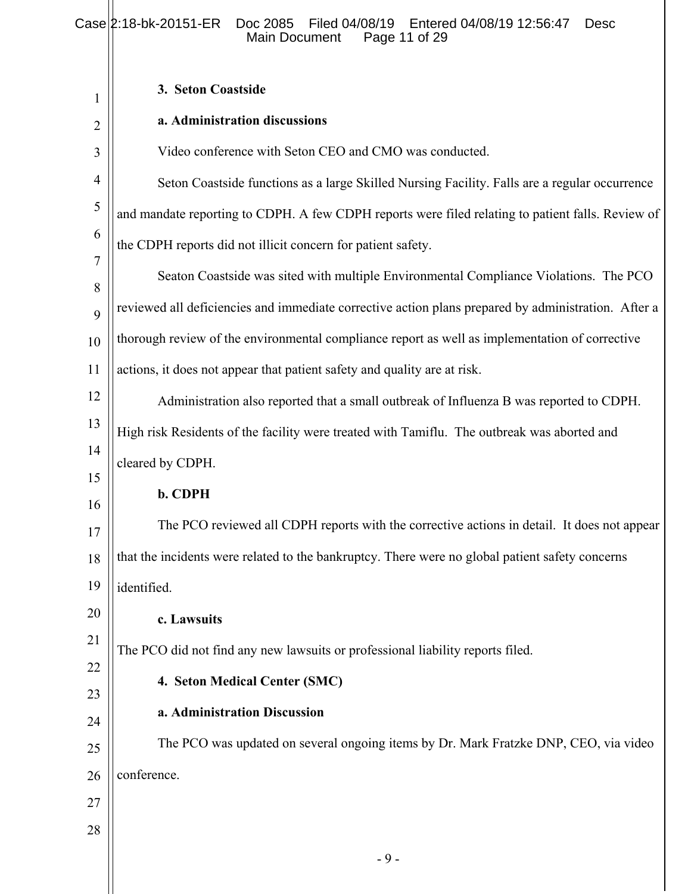**3. Seton Coastside**

**a. Administration discussions**

Video conference with Seton CEO and CMO was conducted.

Seton Coastside functions as a large Skilled Nursing Facility. Falls are a regular occurrence and mandate reporting to CDPH. A few CDPH reports were filed relating to patient falls. Review of the CDPH reports did not illicit concern for patient safety.

Seaton Coastside was sited with multiple Environmental Compliance Violations. The PCO reviewed all deficiencies and immediate corrective action plans prepared by administration. After a thorough review of the environmental compliance report as well as implementation of corrective actions, it does not appear that patient safety and quality are at risk.

Administration also reported that a small outbreak of Influenza B was reported to CDPH. High risk Residents of the facility were treated with Tamiflu. The outbreak was aborted and cleared by CDPH.

**b. CDPH**

The PCO reviewed all CDPH reports with the corrective actions in detail. It does not appear that the incidents were related to the bankruptcy. There were no global patient safety concerns identified.

**c. Lawsuits**

The PCO did not find any new lawsuits or professional liability reports filed.

**4. Seton Medical Center (SMC)**

**a. Administration Discussion**

The PCO was updated on several ongoing items by Dr. Mark Fratzke DNP, CEO, via video conference.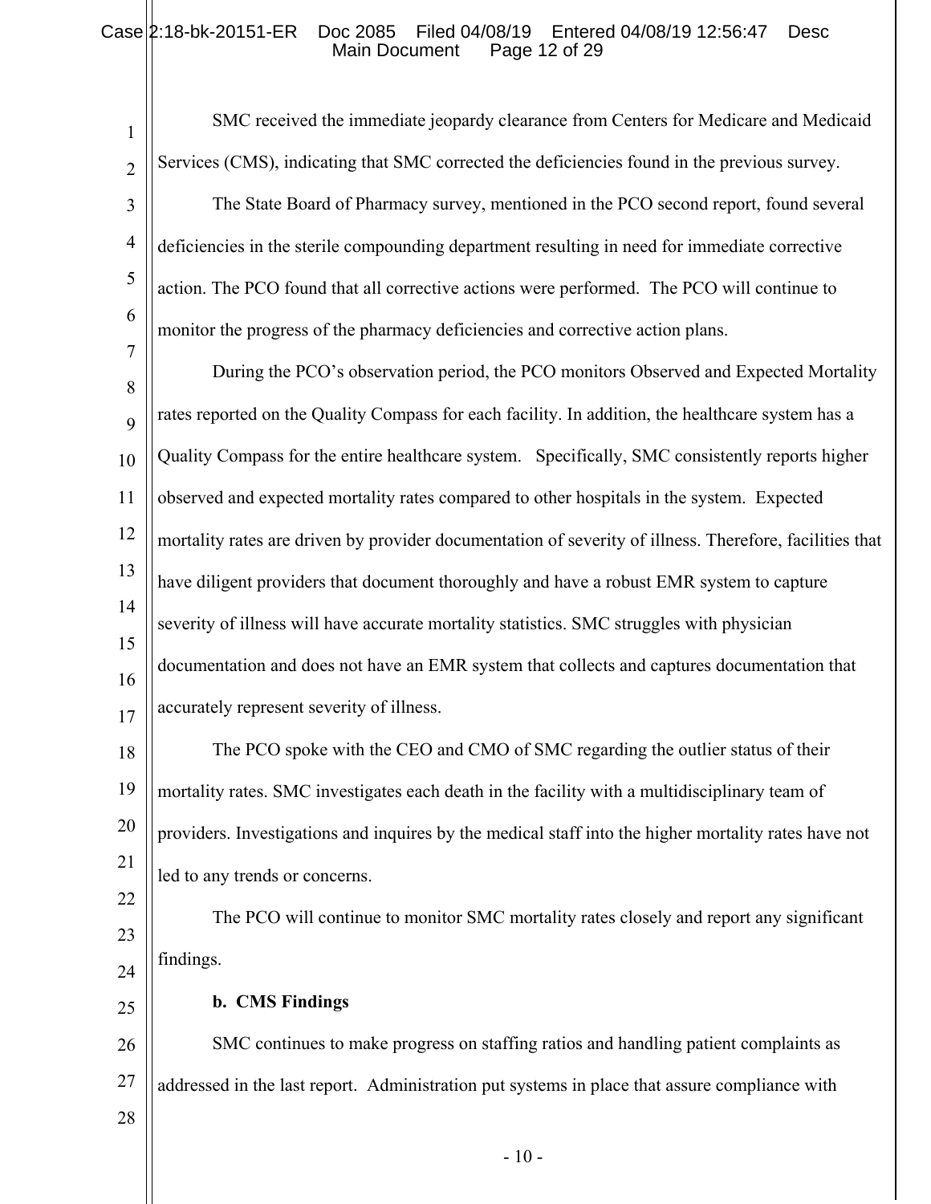SMC received the immediate jeopardy clearance from Centers for Medicare and Medicaid Services (CMS), indicating that SMC corrected the deficiencies found in the previous survey.

The State Board of Pharmacy survey, mentioned in the PCO second report, found several deficiencies in the sterile compounding department resulting in need for immediate corrective action. The PCO found that all corrective actions were performed. The PCO will continue to monitor the progress of the pharmacy deficiencies and corrective action plans.

During the PCO's observation period, the PCO monitors Observed and Expected Mortality rates reported on the Quality Compass for each facility. In addition, the healthcare system has a Quality Compass for the entire healthcare system. Specifically, SMC consistently reports higher observed and expected mortality rates compared to other hospitals in the system. Expected mortality rates are driven by provider documentation of severity of illness. Therefore, facilities that have diligent providers that document thoroughly and have a robust EMR system to capture severity of illness will have accurate mortality statistics. SMC struggles with physician documentation and does not have an EMR system that collects and captures documentation that accurately represent severity of illness.

The PCO spoke with the CEO and CMO of SMC regarding the outlier status of their mortality rates. SMC investigates each death in the facility with a multidisciplinary team of providers. Investigations and inquires by the medical staff into the higher mortality rates have not led to any trends or concerns.

The PCO will continue to monitor SMC mortality rates closely and report any significant findings.

**b. CMS Findings**

SMC continues to make progress on staffing ratios and handling patient complaints as addressed in the last report. Administration put systems in place that assure compliance with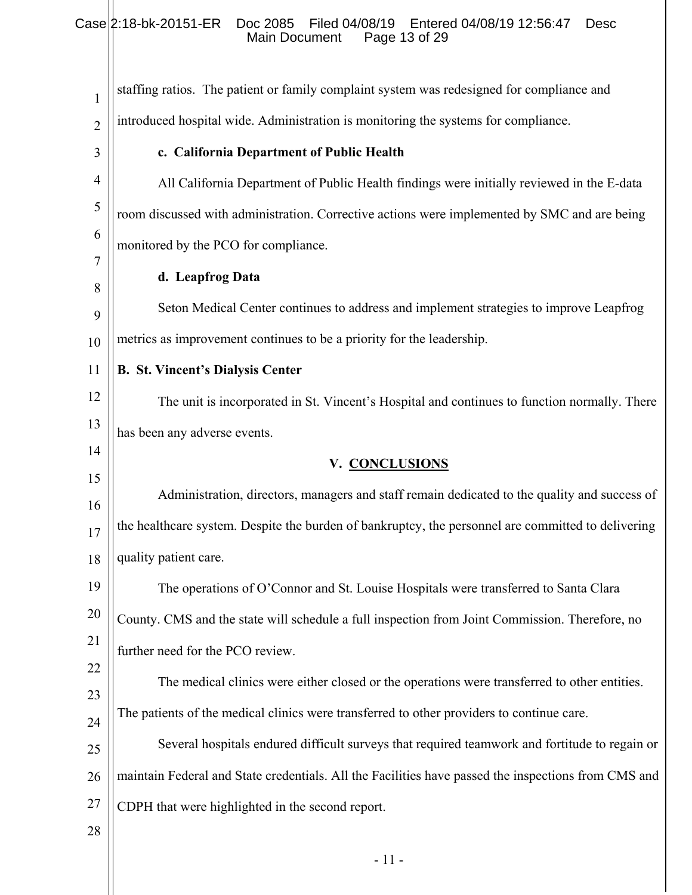staffing ratios. The patient or family complaint system was redesigned for compliance and introduced hospital wide. Administration is monitoring the systems for compliance.

**c. California Department of Public Health**

All California Department of Public Health findings were initially reviewed in the E-data room discussed with administration. Corrective actions were implemented by SMC and are being monitored by the PCO for compliance.

**d. Leapfrog Data**

Seton Medical Center continues to address and implement strategies to improve Leapfrog metrics as improvement continues to be a priority for the leadership.

**B. St. Vincent's Dialysis Center**

The unit is incorporated in St. Vincent's Hospital and continues to function normally. There has been any adverse events.

## V. CONCLUSIONS

Administration, directors, managers and staff remain dedicated to the quality and success of the healthcare system. Despite the burden of bankruptcy, the personnel are committed to delivering quality patient care.

The operations of O'Connor and St. Louise Hospitals were transferred to Santa Clara County. CMS and the state will schedule a full inspection from Joint Commission. Therefore, no further need for the PCO review.

The medical clinics were either closed or the operations were transferred to other entities. The patients of the medical clinics were transferred to other providers to continue care.

Several hospitals endured difficult surveys that required teamwork and fortitude to regain or maintain Federal and State credentials. All the Facilities have passed the inspections from CMS and CDPH that were highlighted in the second report.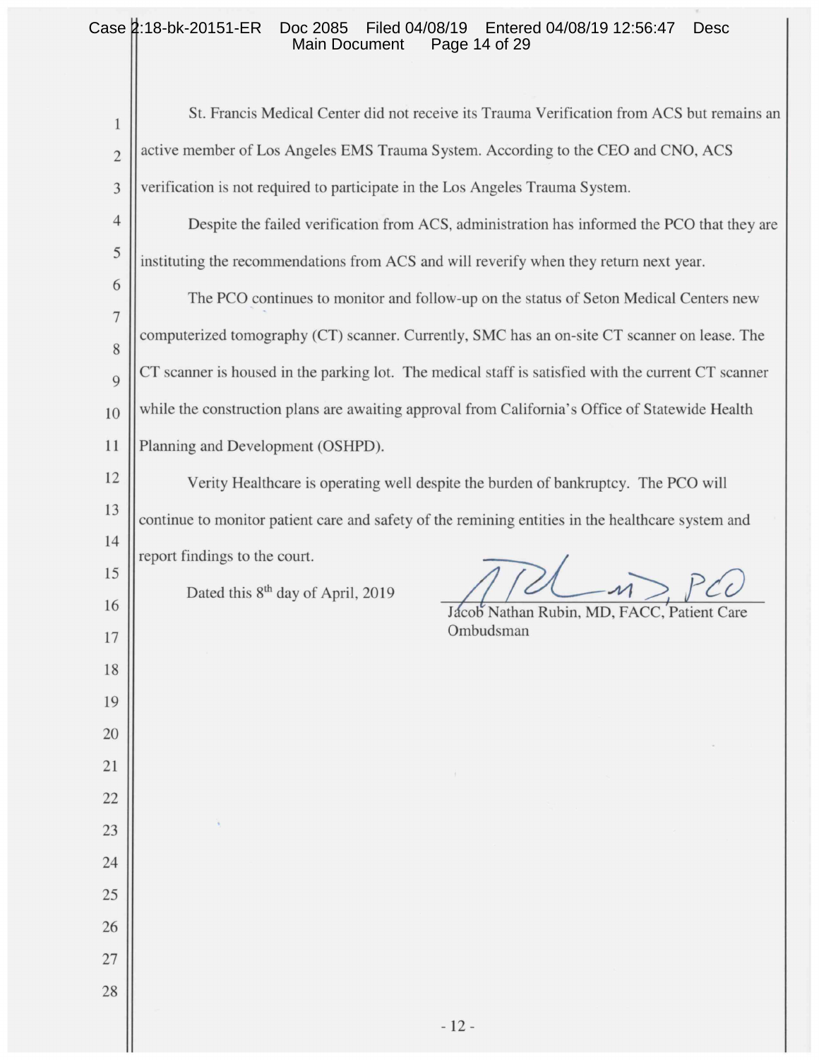St. Francis Medical Center did not receive its Trauma Verification from ACS but remains an active member of Los Angeles EMS Trauma System. According to the CEO and CNO, ACS verification is not required to participate in the Los Angeles Trauma System.

Despite the failed verification from ACS, administration has informed the PCO that they are instituting the recommendations from ACS and will reverify when they return next year.

The PCO continues to monitor and follow-up on the status of Seton Medical Centers new computerized tomography (CT) scanner. Currently, SMC has an on-site CT scanner on lease. The CT scanner is housed in the parking lot. The medical staff is satisfied with the current CT scanner while the construction plans are awaiting approval from California's Office of Statewide Health Planning and Development (OSHPD).

Verity Healthcare is operating well despite the burden of bankruptcy. The PCO will continue to monitor patient care and safety of the remining entities in the healthcare system and report findings to the court.

Dated this 8th day of April, 2019

Jacob Nathan Rubin, MD, FACC, Patient Care Ombudsman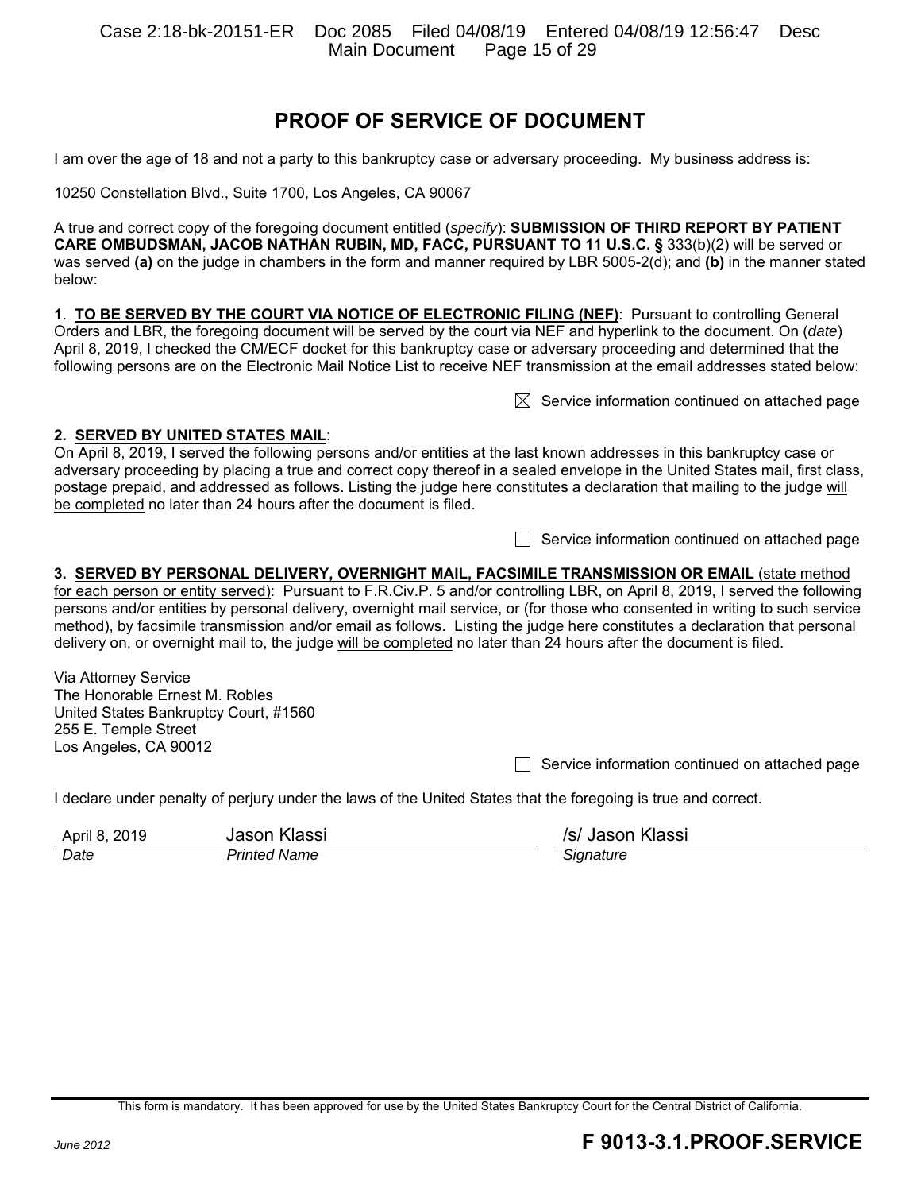# PROOF OF SERVICE OF DOCUMENT

I am over the age of 18 and not a party to this bankruptcy case or adversary proceeding. My business address is:

10250 Constellation Blvd., Suite 1700, Los Angeles, CA 90067

A true and correct copy of the foregoing document entitled (*specify*): **SUBMISSION OF THIRD REPORT BY PATIENT CARE OMBUDSMAN, JACOB NATHAN RUBIN, MD, FACC, PURSUANT TO 11 U.S.C. §** 333(b)(2) will be served or was served **(a)** on the judge in chambers in the form and manner required by LBR 5005-2(d); and **(b)** in the manner stated below:

**1**. **TO BE SERVED BY THE COURT VIA NOTICE OF ELECTRONIC FILING (NEF)**: Pursuant to controlling General Orders and LBR, the foregoing document will be served by the court via NEF and hyperlink to the document. On (*date*) April 8, 2019, I checked the CM/ECF docket for this bankruptcy case or adversary proceeding and determined that the following persons are on the Electronic Mail Notice List to receive NEF transmission at the email addresses stated below:

☒ Service information continued on attached page

**2. SERVED BY UNITED STATES MAIL**:
On April 8, 2019, I served the following persons and/or entities at the last known addresses in this bankruptcy case or adversary proceeding by placing a true and correct copy thereof in a sealed envelope in the United States mail, first class, postage prepaid, and addressed as follows. Listing the judge here constitutes a declaration that mailing to the judge will be completed no later than 24 hours after the document is filed.

☐ Service information continued on attached page

**3. SERVED BY PERSONAL DELIVERY, OVERNIGHT MAIL, FACSIMILE TRANSMISSION OR EMAIL** (state method for each person or entity served): Pursuant to F.R.Civ.P. 5 and/or controlling LBR, on April 8, 2019, I served the following persons and/or entities by personal delivery, overnight mail service, or (for those who consented in writing to such service method), by facsimile transmission and/or email as follows. Listing the judge here constitutes a declaration that personal delivery on, or overnight mail to, the judge will be completed no later than 24 hours after the document is filed.

Via Attorney Service
The Honorable Ernest M. Robles
United States Bankruptcy Court, #1560
255 E. Temple Street
Los Angeles, CA 90012

☐ Service information continued on attached page

I declare under penalty of perjury under the laws of the United States that the foregoing is true and correct.

| April 8, 2019 | Jason Klassi | /s/ Jason Klassi |
|---|---|---|
| *Date* | *Printed Name* | *Signature* |

This form is mandatory. It has been approved for use by the United States Bankruptcy Court for the Central District of California.

*June 2012* **F 9013-3.1.PROOF.SERVICE**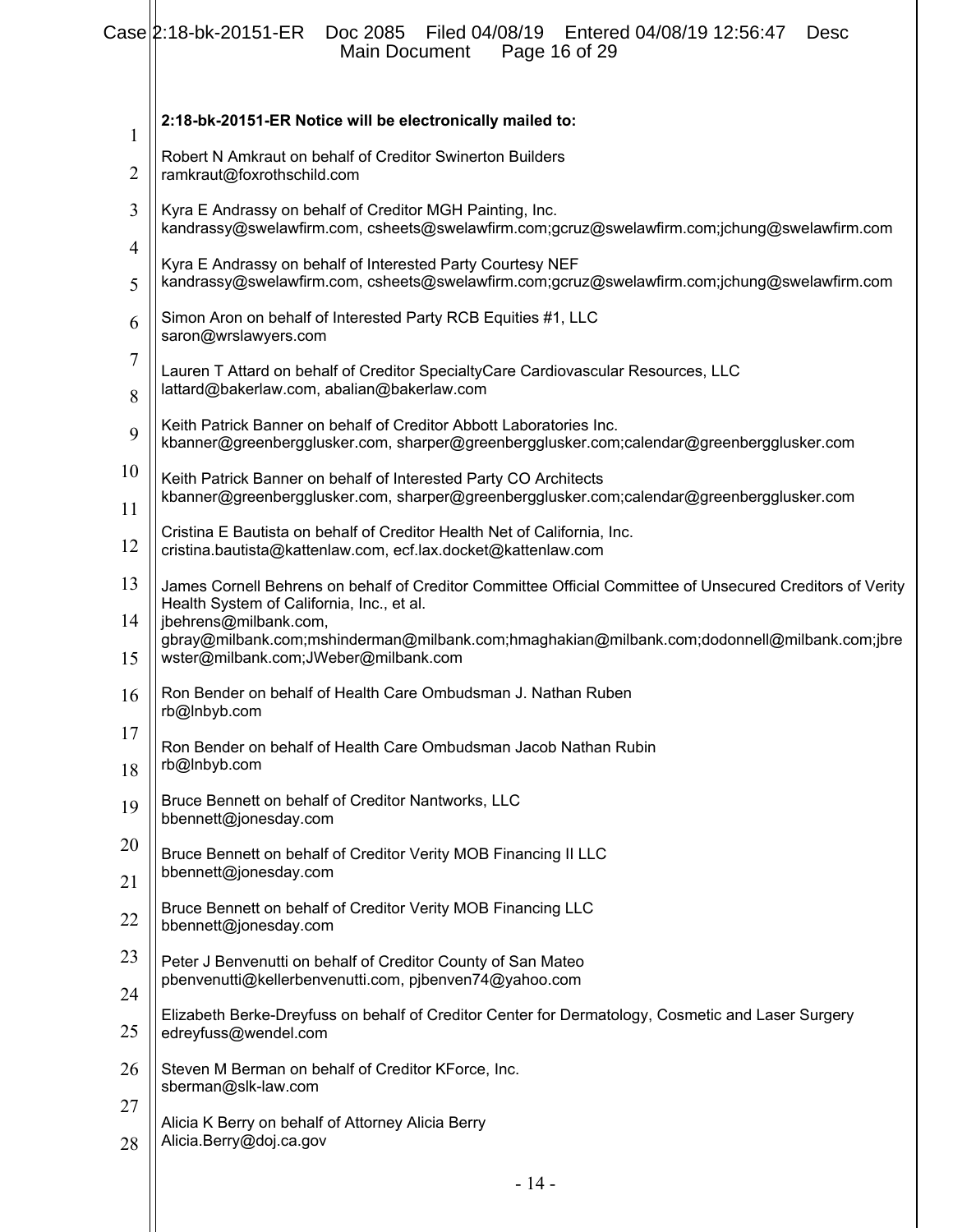**2:18-bk-20151-ER Notice will be electronically mailed to:**

Robert N Amkraut on behalf of Creditor Swinerton Builders
ramkraut@foxrothschild.com

Kyra E Andrassy on behalf of Creditor MGH Painting, Inc.
kandrassy@swelawfirm.com, csheets@swelawfirm.com;gcruz@swelawfirm.com;jchung@swelawfirm.com

Kyra E Andrassy on behalf of Interested Party Courtesy NEF
kandrassy@swelawfirm.com, csheets@swelawfirm.com;gcruz@swelawfirm.com;jchung@swelawfirm.com

Simon Aron on behalf of Interested Party RCB Equities #1, LLC
saron@wrslawyers.com

Lauren T Attard on behalf of Creditor SpecialtyCare Cardiovascular Resources, LLC
lattard@bakerlaw.com, abalian@bakerlaw.com

Keith Patrick Banner on behalf of Creditor Abbott Laboratories Inc.
kbanner@greenbergglusker.com, sharper@greenbergglusker.com;calendar@greenbergglusker.com

Keith Patrick Banner on behalf of Interested Party CO Architects
kbanner@greenbergglusker.com, sharper@greenbergglusker.com;calendar@greenbergglusker.com

Cristina E Bautista on behalf of Creditor Health Net of California, Inc.
cristina.bautista@kattenlaw.com, ecf.lax.docket@kattenlaw.com

James Cornell Behrens on behalf of Creditor Committee Official Committee of Unsecured Creditors of Verity Health System of California, Inc., et al.
jbehrens@milbank.com,
gbray@milbank.com;mshinderman@milbank.com;hmaghakian@milbank.com;dodonnell@milbank.com;jbrewster@milbank.com;JWeber@milbank.com

Ron Bender on behalf of Health Care Ombudsman J. Nathan Ruben
rb@lnbyb.com

Ron Bender on behalf of Health Care Ombudsman Jacob Nathan Rubin
rb@lnbyb.com

Bruce Bennett on behalf of Creditor Nantworks, LLC
bbennett@jonesday.com

Bruce Bennett on behalf of Creditor Verity MOB Financing II LLC
bbennett@jonesday.com

Bruce Bennett on behalf of Creditor Verity MOB Financing LLC
bbennett@jonesday.com

Peter J Benvenutti on behalf of Creditor County of San Mateo
pbenvenutti@kellerbenvenutti.com, pjbenven74@yahoo.com

Elizabeth Berke-Dreyfuss on behalf of Creditor Center for Dermatology, Cosmetic and Laser Surgery
edreyfuss@wendel.com

Steven M Berman on behalf of Creditor KForce, Inc.
sberman@slk-law.com

Alicia K Berry on behalf of Attorney Alicia Berry
Alicia.Berry@doj.ca.gov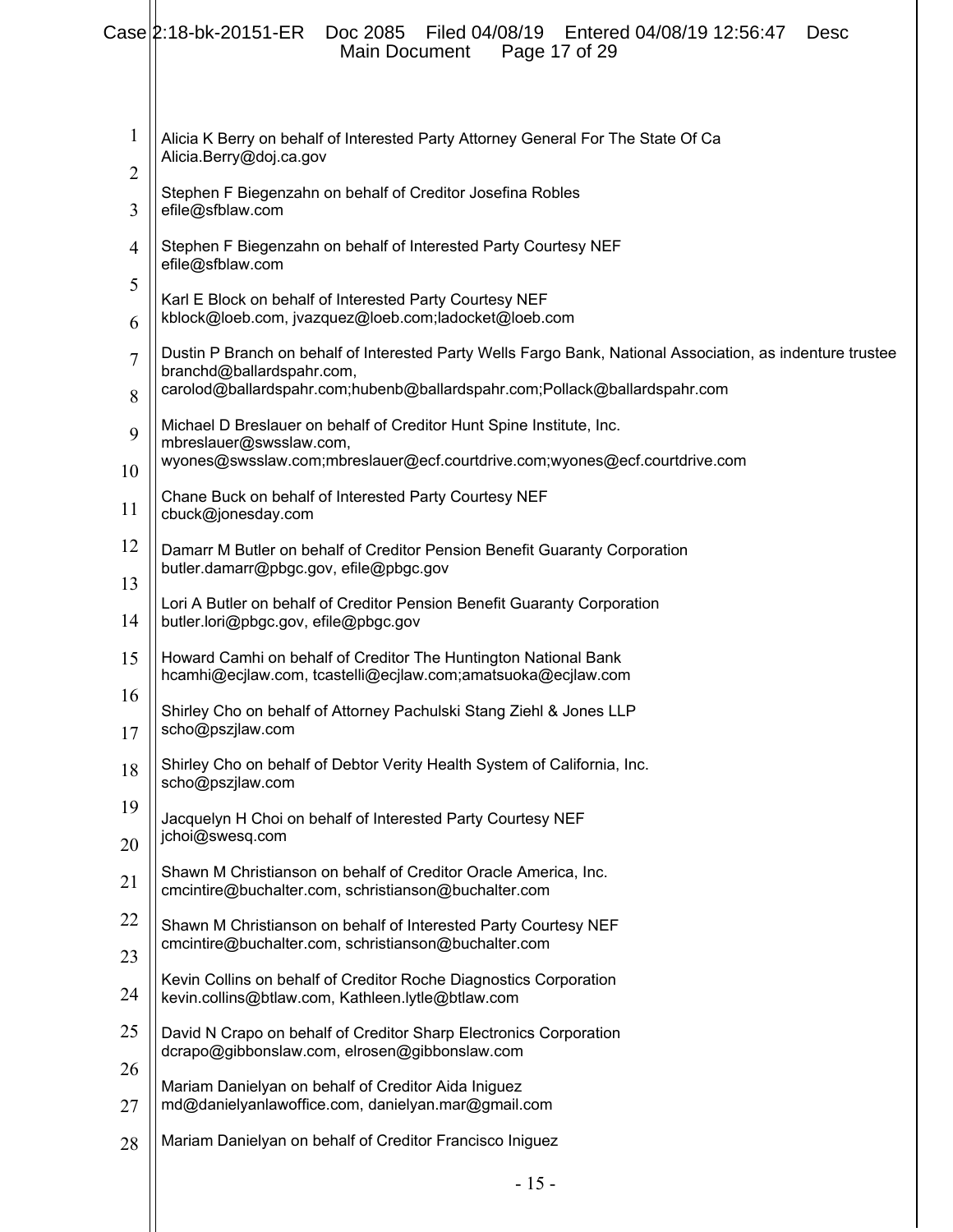Alicia K Berry on behalf of Interested Party Attorney General For The State Of Ca
Alicia.Berry@doj.ca.gov

Stephen F Biegenzahn on behalf of Creditor Josefina Robles
efile@sfblaw.com

Stephen F Biegenzahn on behalf of Interested Party Courtesy NEF
efile@sfblaw.com

Karl E Block on behalf of Interested Party Courtesy NEF
kblock@loeb.com, jvazquez@loeb.com;ladocket@loeb.com

Dustin P Branch on behalf of Interested Party Wells Fargo Bank, National Association, as indenture trustee
branchd@ballardspahr.com,
carolod@ballardspahr.com;hubenb@ballardspahr.com;Pollack@ballardspahr.com

Michael D Breslauer on behalf of Creditor Hunt Spine Institute, Inc.
mbreslauer@swsslaw.com,
wyones@swsslaw.com;mbreslauer@ecf.courtdrive.com;wyones@ecf.courtdrive.com

Chane Buck on behalf of Interested Party Courtesy NEF
cbuck@jonesday.com

Damarr M Butler on behalf of Creditor Pension Benefit Guaranty Corporation
butler.damarr@pbgc.gov, efile@pbgc.gov

Lori A Butler on behalf of Creditor Pension Benefit Guaranty Corporation
butler.lori@pbgc.gov, efile@pbgc.gov

Howard Camhi on behalf of Creditor The Huntington National Bank
hcamhi@ecjlaw.com, tcastelli@ecjlaw.com;amatsuoka@ecjlaw.com

Shirley Cho on behalf of Attorney Pachulski Stang Ziehl & Jones LLP
scho@pszjlaw.com

Shirley Cho on behalf of Debtor Verity Health System of California, Inc.
scho@pszjlaw.com

Jacquelyn H Choi on behalf of Interested Party Courtesy NEF
jchoi@swesq.com

Shawn M Christianson on behalf of Creditor Oracle America, Inc.
cmcintire@buchalter.com, schristianson@buchalter.com

Shawn M Christianson on behalf of Interested Party Courtesy NEF
cmcintire@buchalter.com, schristianson@buchalter.com

Kevin Collins on behalf of Creditor Roche Diagnostics Corporation
kevin.collins@btlaw.com, Kathleen.lytle@btlaw.com

David N Crapo on behalf of Creditor Sharp Electronics Corporation
dcrapo@gibbonslaw.com, elrosen@gibbonslaw.com

Mariam Danielyan on behalf of Creditor Aida Iniguez
md@danielyanlawoffice.com, danielyan.mar@gmail.com

Mariam Danielyan on behalf of Creditor Francisco Iniguez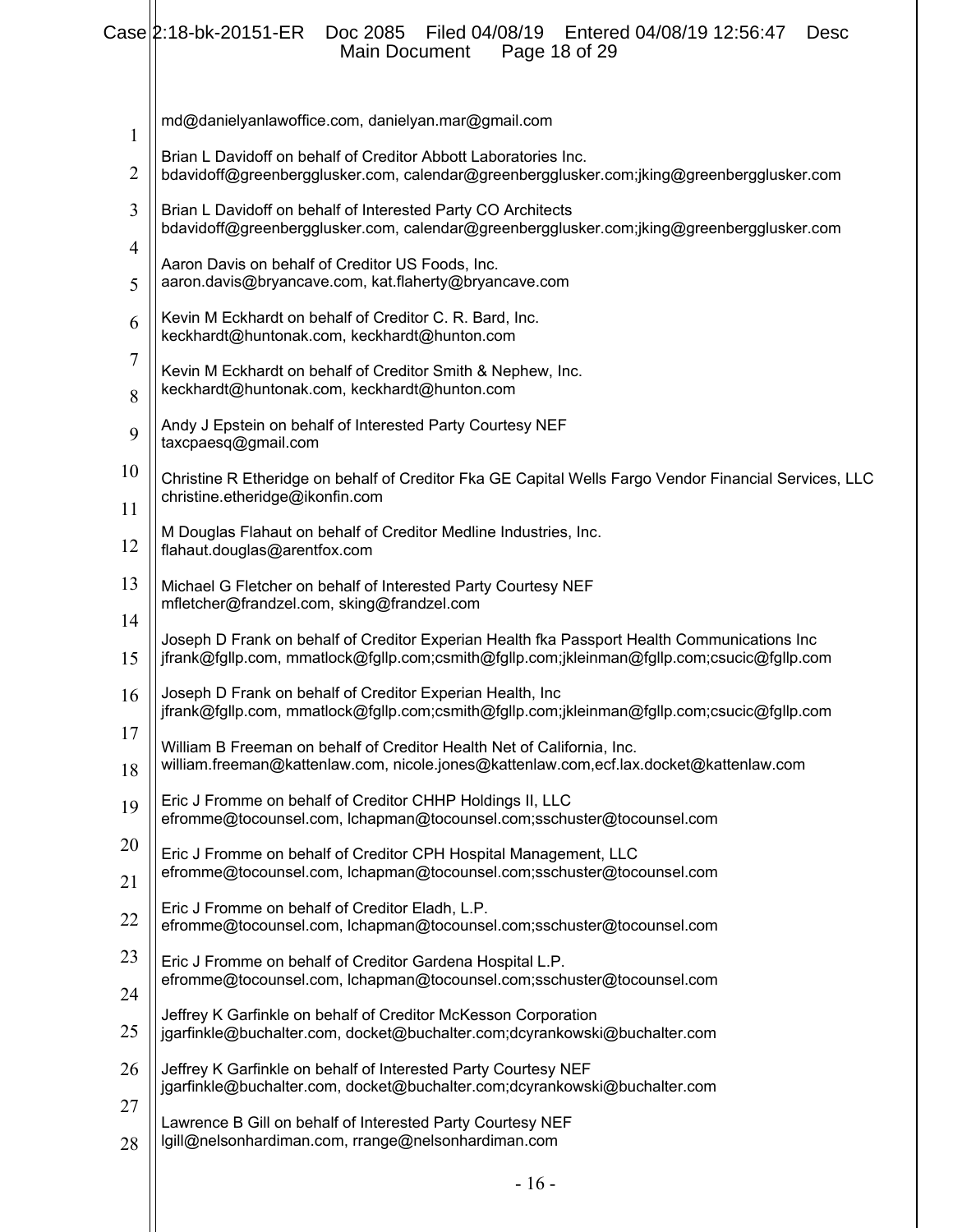md@danielyanlawoffice.com, danielyan.mar@gmail.com

Brian L Davidoff on behalf of Creditor Abbott Laboratories Inc.
bdavidoff@greenbergglusker.com, calendar@greenbergglusker.com;jking@greenbergglusker.com

Brian L Davidoff on behalf of Interested Party CO Architects
bdavidoff@greenbergglusker.com, calendar@greenbergglusker.com;jking@greenbergglusker.com

Aaron Davis on behalf of Creditor US Foods, Inc.
aaron.davis@bryancave.com, kat.flaherty@bryancave.com

Kevin M Eckhardt on behalf of Creditor C. R. Bard, Inc.
keckhardt@huntonak.com, keckhardt@hunton.com

Kevin M Eckhardt on behalf of Creditor Smith & Nephew, Inc.
keckhardt@huntonak.com, keckhardt@hunton.com

Andy J Epstein on behalf of Interested Party Courtesy NEF
taxcpaesq@gmail.com

Christine R Etheridge on behalf of Creditor Fka GE Capital Wells Fargo Vendor Financial Services, LLC
christine.etheridge@ikonfin.com

M Douglas Flahaut on behalf of Creditor Medline Industries, Inc.
flahaut.douglas@arentfox.com

Michael G Fletcher on behalf of Interested Party Courtesy NEF
mfletcher@frandzel.com, sking@frandzel.com

Joseph D Frank on behalf of Creditor Experian Health fka Passport Health Communications Inc
jfrank@fgllp.com, mmatlock@fgllp.com;csmith@fgllp.com;jkleinman@fgllp.com;csucic@fgllp.com

Joseph D Frank on behalf of Creditor Experian Health, Inc
jfrank@fgllp.com, mmatlock@fgllp.com;csmith@fgllp.com;jkleinman@fgllp.com;csucic@fgllp.com

William B Freeman on behalf of Creditor Health Net of California, Inc.
william.freeman@kattenlaw.com, nicole.jones@kattenlaw.com,ecf.lax.docket@kattenlaw.com

Eric J Fromme on behalf of Creditor CHHP Holdings II, LLC
efromme@tocounsel.com, lchapman@tocounsel.com;sschuster@tocounsel.com

Eric J Fromme on behalf of Creditor CPH Hospital Management, LLC
efromme@tocounsel.com, lchapman@tocounsel.com;sschuster@tocounsel.com

Eric J Fromme on behalf of Creditor Eladh, L.P.
efromme@tocounsel.com, lchapman@tocounsel.com;sschuster@tocounsel.com

Eric J Fromme on behalf of Creditor Gardena Hospital L.P.
efromme@tocounsel.com, lchapman@tocounsel.com;sschuster@tocounsel.com

Jeffrey K Garfinkle on behalf of Creditor McKesson Corporation
jgarfinkle@buchalter.com, docket@buchalter.com;dcyrankowski@buchalter.com

Jeffrey K Garfinkle on behalf of Interested Party Courtesy NEF
jgarfinkle@buchalter.com, docket@buchalter.com;dcyrankowski@buchalter.com

Lawrence B Gill on behalf of Interested Party Courtesy NEF
lgill@nelsonhardiman.com, rrange@nelsonhardiman.com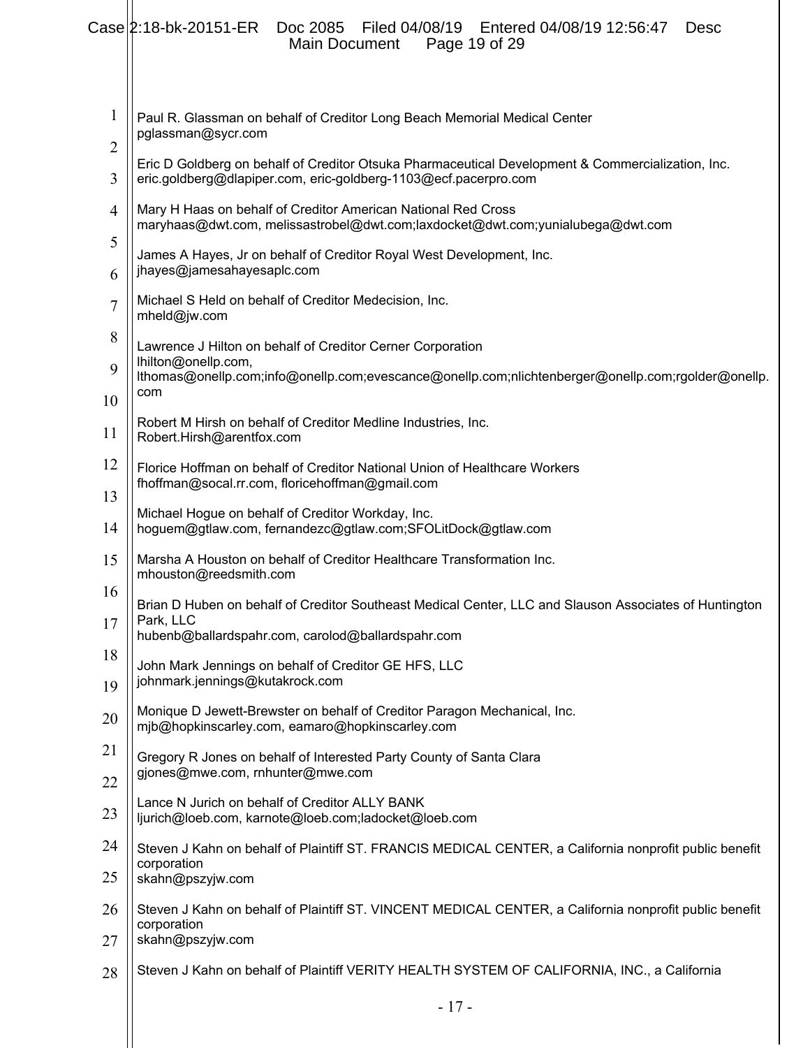Paul R. Glassman on behalf of Creditor Long Beach Memorial Medical Center
pglassman@sycr.com

Eric D Goldberg on behalf of Creditor Otsuka Pharmaceutical Development & Commercialization, Inc.
eric.goldberg@dlapiper.com, eric-goldberg-1103@ecf.pacerpro.com

Mary H Haas on behalf of Creditor American National Red Cross
maryhaas@dwt.com, melissastrobel@dwt.com;laxdocket@dwt.com;yunialubega@dwt.com

James A Hayes, Jr on behalf of Creditor Royal West Development, Inc.
jhayes@jamesahayesaplc.com

Michael S Held on behalf of Creditor Medecision, Inc.
mheld@jw.com

Lawrence J Hilton on behalf of Creditor Cerner Corporation
lhilton@onellp.com,
lthomas@onellp.com;info@onellp.com;evescance@onellp.com;nlichtenberger@onellp.com;rgolder@onellp.com

Robert M Hirsh on behalf of Creditor Medline Industries, Inc.
Robert.Hirsh@arentfox.com

Florice Hoffman on behalf of Creditor National Union of Healthcare Workers
fhoffman@socal.rr.com, floricehoffman@gmail.com

Michael Hogue on behalf of Creditor Workday, Inc.
hoguem@gtlaw.com, fernandezc@gtlaw.com;SFOLitDock@gtlaw.com

Marsha A Houston on behalf of Creditor Healthcare Transformation Inc.
mhouston@reedsmith.com

Brian D Huben on behalf of Creditor Southeast Medical Center, LLC and Slauson Associates of Huntington Park, LLC
hubenb@ballardspahr.com, carolod@ballardspahr.com

John Mark Jennings on behalf of Creditor GE HFS, LLC
johnmark.jennings@kutakrock.com

Monique D Jewett-Brewster on behalf of Creditor Paragon Mechanical, Inc.
mjb@hopkinscarley.com, eamaro@hopkinscarley.com

Gregory R Jones on behalf of Interested Party County of Santa Clara
gjones@mwe.com, rnhunter@mwe.com

Lance N Jurich on behalf of Creditor ALLY BANK
ljurich@loeb.com, karnote@loeb.com;ladocket@loeb.com

Steven J Kahn on behalf of Plaintiff ST. FRANCIS MEDICAL CENTER, a California nonprofit public benefit corporation
skahn@pszyjw.com

Steven J Kahn on behalf of Plaintiff ST. VINCENT MEDICAL CENTER, a California nonprofit public benefit corporation
skahn@pszyjw.com

Steven J Kahn on behalf of Plaintiff VERITY HEALTH SYSTEM OF CALIFORNIA, INC., a California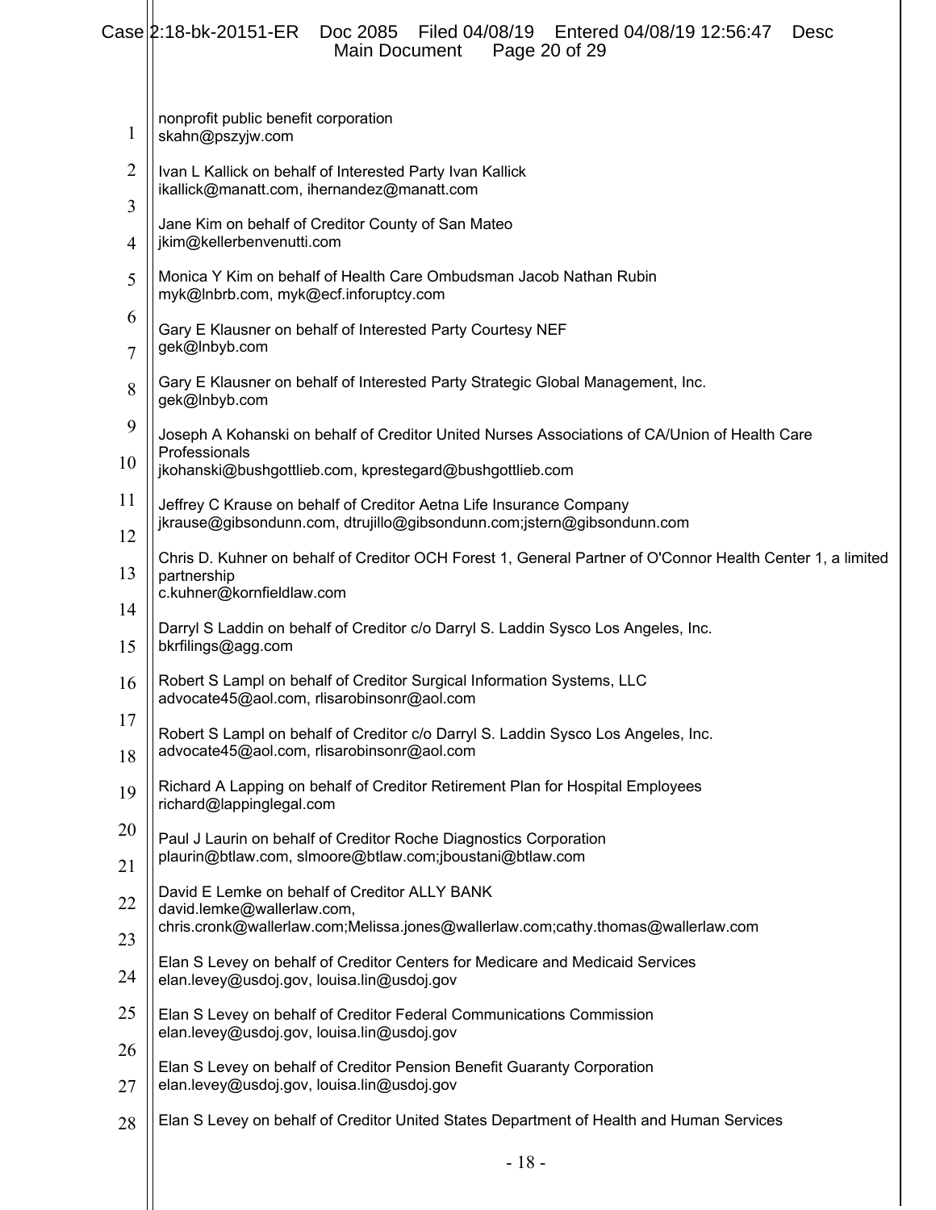nonprofit public benefit corporation
skahn@pszyjw.com

Ivan L Kallick on behalf of Interested Party Ivan Kallick
ikallick@manatt.com, ihernandez@manatt.com

Jane Kim on behalf of Creditor County of San Mateo
jkim@kellerbenvenutti.com

Monica Y Kim on behalf of Health Care Ombudsman Jacob Nathan Rubin
myk@lnbrb.com, myk@ecf.inforuptcy.com

Gary E Klausner on behalf of Interested Party Courtesy NEF
gek@lnbyb.com

Gary E Klausner on behalf of Interested Party Strategic Global Management, Inc.
gek@lnbyb.com

Joseph A Kohanski on behalf of Creditor United Nurses Associations of CA/Union of Health Care Professionals
jkohanski@bushgottlieb.com, kprestegard@bushgottlieb.com

Jeffrey C Krause on behalf of Creditor Aetna Life Insurance Company
jkrause@gibsondunn.com, dtrujillo@gibsondunn.com;jstern@gibsondunn.com

Chris D. Kuhner on behalf of Creditor OCH Forest 1, General Partner of O'Connor Health Center 1, a limited partnership
c.kuhner@kornfieldlaw.com

Darryl S Laddin on behalf of Creditor c/o Darryl S. Laddin Sysco Los Angeles, Inc.
bkrfilings@agg.com

Robert S Lampl on behalf of Creditor Surgical Information Systems, LLC
advocate45@aol.com, rlisarobinsonr@aol.com

Robert S Lampl on behalf of Creditor c/o Darryl S. Laddin Sysco Los Angeles, Inc.
advocate45@aol.com, rlisarobinsonr@aol.com

Richard A Lapping on behalf of Creditor Retirement Plan for Hospital Employees
richard@lappinglegal.com

Paul J Laurin on behalf of Creditor Roche Diagnostics Corporation
plaurin@btlaw.com, slmoore@btlaw.com;jboustani@btlaw.com

David E Lemke on behalf of Creditor ALLY BANK
david.lemke@wallerlaw.com,
chris.cronk@wallerlaw.com;Melissa.jones@wallerlaw.com;cathy.thomas@wallerlaw.com

Elan S Levey on behalf of Creditor Centers for Medicare and Medicaid Services
elan.levey@usdoj.gov, louisa.lin@usdoj.gov

Elan S Levey on behalf of Creditor Federal Communications Commission
elan.levey@usdoj.gov, louisa.lin@usdoj.gov

Elan S Levey on behalf of Creditor Pension Benefit Guaranty Corporation
elan.levey@usdoj.gov, louisa.lin@usdoj.gov

Elan S Levey on behalf of Creditor United States Department of Health and Human Services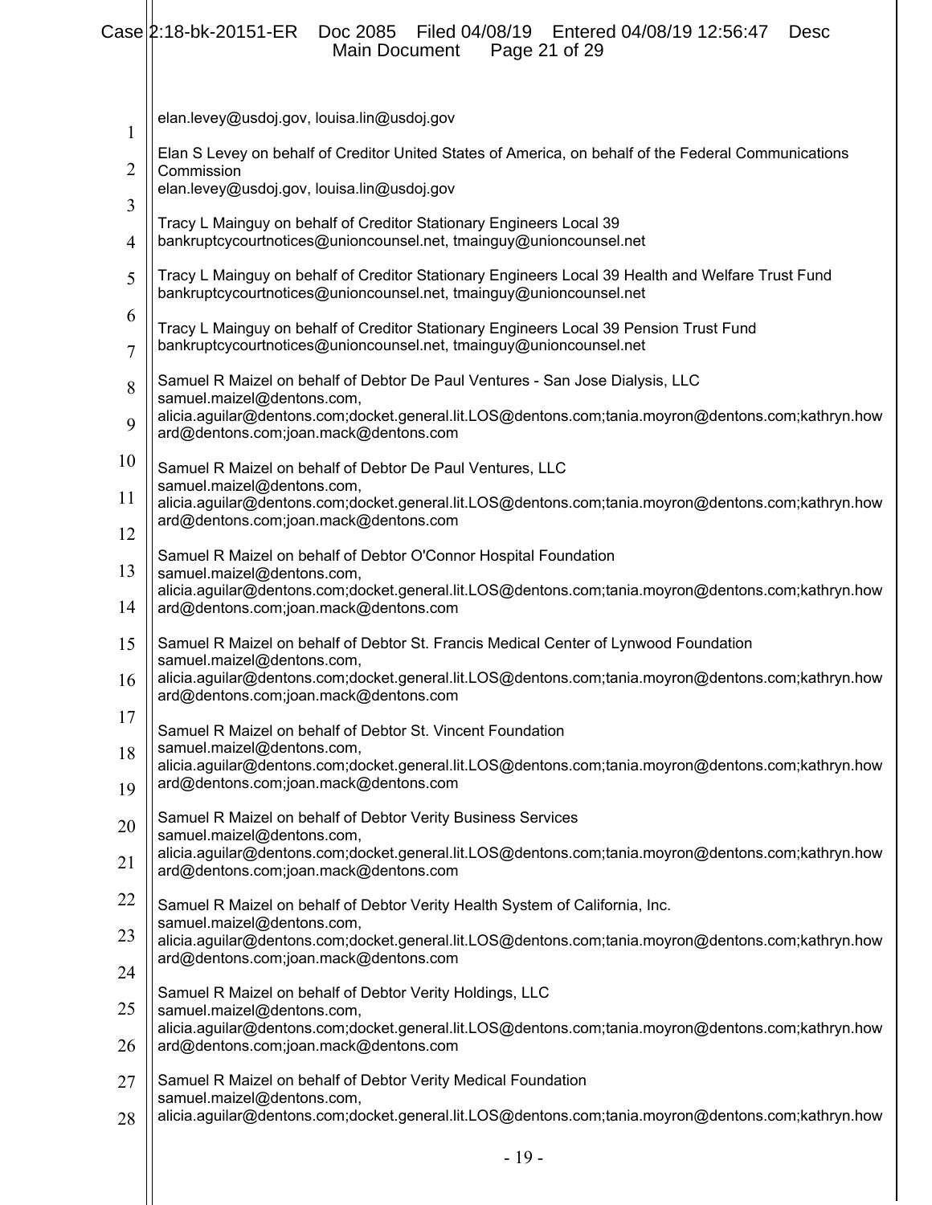elan.levey@usdoj.gov, louisa.lin@usdoj.gov

Elan S Levey on behalf of Creditor United States of America, on behalf of the Federal Communications Commission
elan.levey@usdoj.gov, louisa.lin@usdoj.gov

Tracy L Mainguy on behalf of Creditor Stationary Engineers Local 39
bankruptcycourtnotices@unioncounsel.net, tmainguy@unioncounsel.net

Tracy L Mainguy on behalf of Creditor Stationary Engineers Local 39 Health and Welfare Trust Fund
bankruptcycourtnotices@unioncounsel.net, tmainguy@unioncounsel.net

Tracy L Mainguy on behalf of Creditor Stationary Engineers Local 39 Pension Trust Fund
bankruptcycourtnotices@unioncounsel.net, tmainguy@unioncounsel.net

Samuel R Maizel on behalf of Debtor De Paul Ventures - San Jose Dialysis, LLC
samuel.maizel@dentons.com,
alicia.aguilar@dentons.com;docket.general.lit.LOS@dentons.com;tania.moyron@dentons.com;kathryn.howard@dentons.com;joan.mack@dentons.com

Samuel R Maizel on behalf of Debtor De Paul Ventures, LLC
samuel.maizel@dentons.com,
alicia.aguilar@dentons.com;docket.general.lit.LOS@dentons.com;tania.moyron@dentons.com;kathryn.howard@dentons.com;joan.mack@dentons.com

Samuel R Maizel on behalf of Debtor O'Connor Hospital Foundation
samuel.maizel@dentons.com,
alicia.aguilar@dentons.com;docket.general.lit.LOS@dentons.com;tania.moyron@dentons.com;kathryn.howard@dentons.com;joan.mack@dentons.com

Samuel R Maizel on behalf of Debtor St. Francis Medical Center of Lynwood Foundation
samuel.maizel@dentons.com,
alicia.aguilar@dentons.com;docket.general.lit.LOS@dentons.com;tania.moyron@dentons.com;kathryn.howard@dentons.com;joan.mack@dentons.com

Samuel R Maizel on behalf of Debtor St. Vincent Foundation
samuel.maizel@dentons.com,
alicia.aguilar@dentons.com;docket.general.lit.LOS@dentons.com;tania.moyron@dentons.com;kathryn.howard@dentons.com;joan.mack@dentons.com

Samuel R Maizel on behalf of Debtor Verity Business Services
samuel.maizel@dentons.com,
alicia.aguilar@dentons.com;docket.general.lit.LOS@dentons.com;tania.moyron@dentons.com;kathryn.howard@dentons.com;joan.mack@dentons.com

Samuel R Maizel on behalf of Debtor Verity Health System of California, Inc.
samuel.maizel@dentons.com,
alicia.aguilar@dentons.com;docket.general.lit.LOS@dentons.com;tania.moyron@dentons.com;kathryn.howard@dentons.com;joan.mack@dentons.com

Samuel R Maizel on behalf of Debtor Verity Holdings, LLC
samuel.maizel@dentons.com,
alicia.aguilar@dentons.com;docket.general.lit.LOS@dentons.com;tania.moyron@dentons.com;kathryn.howard@dentons.com;joan.mack@dentons.com

Samuel R Maizel on behalf of Debtor Verity Medical Foundation
samuel.maizel@dentons.com,
alicia.aguilar@dentons.com;docket.general.lit.LOS@dentons.com;tania.moyron@dentons.com;kathryn.how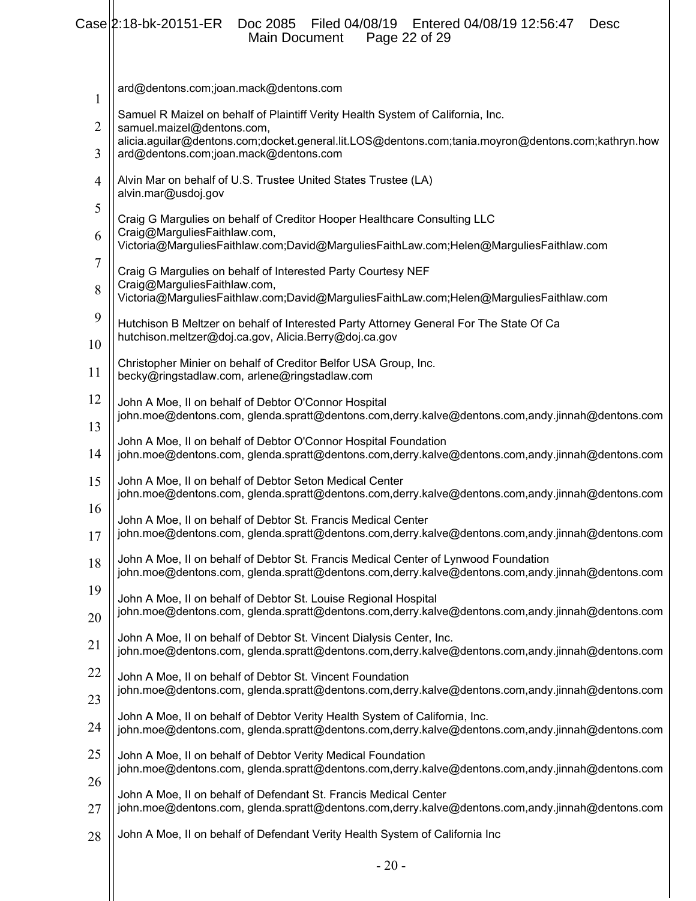ard@dentons.com;joan.mack@dentons.com

Samuel R Maizel on behalf of Plaintiff Verity Health System of California, Inc.
samuel.maizel@dentons.com,
alicia.aguilar@dentons.com;docket.general.lit.LOS@dentons.com;tania.moyron@dentons.com;kathryn.howard@dentons.com;joan.mack@dentons.com

Alvin Mar on behalf of U.S. Trustee United States Trustee (LA)
alvin.mar@usdoj.gov

Craig G Margulies on behalf of Creditor Hooper Healthcare Consulting LLC
Craig@MarguliesFaithlaw.com,
Victoria@MarguliesFaithlaw.com;David@MarguliesFaithLaw.com;Helen@MarguliesFaithlaw.com

Craig G Margulies on behalf of Interested Party Courtesy NEF
Craig@MarguliesFaithlaw.com,
Victoria@MarguliesFaithlaw.com;David@MarguliesFaithLaw.com;Helen@MarguliesFaithlaw.com

Hutchison B Meltzer on behalf of Interested Party Attorney General For The State Of Ca
hutchison.meltzer@doj.ca.gov, Alicia.Berry@doj.ca.gov

Christopher Minier on behalf of Creditor Belfor USA Group, Inc.
becky@ringstadlaw.com, arlene@ringstadlaw.com

John A Moe, II on behalf of Debtor O'Connor Hospital
john.moe@dentons.com, glenda.spratt@dentons.com,derry.kalve@dentons.com,andy.jinnah@dentons.com

John A Moe, II on behalf of Debtor O'Connor Hospital Foundation
john.moe@dentons.com, glenda.spratt@dentons.com,derry.kalve@dentons.com,andy.jinnah@dentons.com

John A Moe, II on behalf of Debtor Seton Medical Center
john.moe@dentons.com, glenda.spratt@dentons.com,derry.kalve@dentons.com,andy.jinnah@dentons.com

John A Moe, II on behalf of Debtor St. Francis Medical Center
john.moe@dentons.com, glenda.spratt@dentons.com,derry.kalve@dentons.com,andy.jinnah@dentons.com

John A Moe, II on behalf of Debtor St. Francis Medical Center of Lynwood Foundation
john.moe@dentons.com, glenda.spratt@dentons.com,derry.kalve@dentons.com,andy.jinnah@dentons.com

John A Moe, II on behalf of Debtor St. Louise Regional Hospital
john.moe@dentons.com, glenda.spratt@dentons.com,derry.kalve@dentons.com,andy.jinnah@dentons.com

John A Moe, II on behalf of Debtor St. Vincent Dialysis Center, Inc.
john.moe@dentons.com, glenda.spratt@dentons.com,derry.kalve@dentons.com,andy.jinnah@dentons.com

John A Moe, II on behalf of Debtor St. Vincent Foundation
john.moe@dentons.com, glenda.spratt@dentons.com,derry.kalve@dentons.com,andy.jinnah@dentons.com

John A Moe, II on behalf of Debtor Verity Health System of California, Inc.
john.moe@dentons.com, glenda.spratt@dentons.com,derry.kalve@dentons.com,andy.jinnah@dentons.com

John A Moe, II on behalf of Debtor Verity Medical Foundation
john.moe@dentons.com, glenda.spratt@dentons.com,derry.kalve@dentons.com,andy.jinnah@dentons.com

John A Moe, II on behalf of Defendant St. Francis Medical Center
john.moe@dentons.com, glenda.spratt@dentons.com,derry.kalve@dentons.com,andy.jinnah@dentons.com

John A Moe, II on behalf of Defendant Verity Health System of California Inc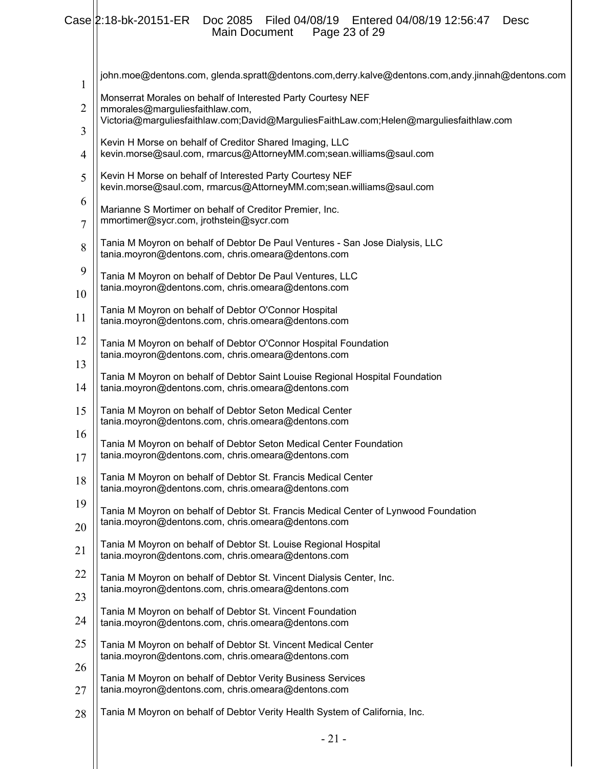john.moe@dentons.com, glenda.spratt@dentons.com,derry.kalve@dentons.com,andy.jinnah@dentons.com

Monserrat Morales on behalf of Interested Party Courtesy NEF
mmorales@marguliesfaithlaw.com,
Victoria@marguliesfaithlaw.com;David@MarguliesFaithLaw.com;Helen@marguliesfaithlaw.com

Kevin H Morse on behalf of Creditor Shared Imaging, LLC
kevin.morse@saul.com, rmarcus@AttorneyMM.com;sean.williams@saul.com

Kevin H Morse on behalf of Interested Party Courtesy NEF
kevin.morse@saul.com, rmarcus@AttorneyMM.com;sean.williams@saul.com

Marianne S Mortimer on behalf of Creditor Premier, Inc.
mmortimer@sycr.com, jrothstein@sycr.com

Tania M Moyron on behalf of Debtor De Paul Ventures - San Jose Dialysis, LLC
tania.moyron@dentons.com, chris.omeara@dentons.com

Tania M Moyron on behalf of Debtor De Paul Ventures, LLC
tania.moyron@dentons.com, chris.omeara@dentons.com

Tania M Moyron on behalf of Debtor O'Connor Hospital
tania.moyron@dentons.com, chris.omeara@dentons.com

Tania M Moyron on behalf of Debtor O'Connor Hospital Foundation
tania.moyron@dentons.com, chris.omeara@dentons.com

Tania M Moyron on behalf of Debtor Saint Louise Regional Hospital Foundation
tania.moyron@dentons.com, chris.omeara@dentons.com

Tania M Moyron on behalf of Debtor Seton Medical Center
tania.moyron@dentons.com, chris.omeara@dentons.com

Tania M Moyron on behalf of Debtor Seton Medical Center Foundation
tania.moyron@dentons.com, chris.omeara@dentons.com

Tania M Moyron on behalf of Debtor St. Francis Medical Center
tania.moyron@dentons.com, chris.omeara@dentons.com

Tania M Moyron on behalf of Debtor St. Francis Medical Center of Lynwood Foundation
tania.moyron@dentons.com, chris.omeara@dentons.com

Tania M Moyron on behalf of Debtor St. Louise Regional Hospital
tania.moyron@dentons.com, chris.omeara@dentons.com

Tania M Moyron on behalf of Debtor St. Vincent Dialysis Center, Inc.
tania.moyron@dentons.com, chris.omeara@dentons.com

Tania M Moyron on behalf of Debtor St. Vincent Foundation
tania.moyron@dentons.com, chris.omeara@dentons.com

Tania M Moyron on behalf of Debtor St. Vincent Medical Center
tania.moyron@dentons.com, chris.omeara@dentons.com

Tania M Moyron on behalf of Debtor Verity Business Services
tania.moyron@dentons.com, chris.omeara@dentons.com

Tania M Moyron on behalf of Debtor Verity Health System of California, Inc.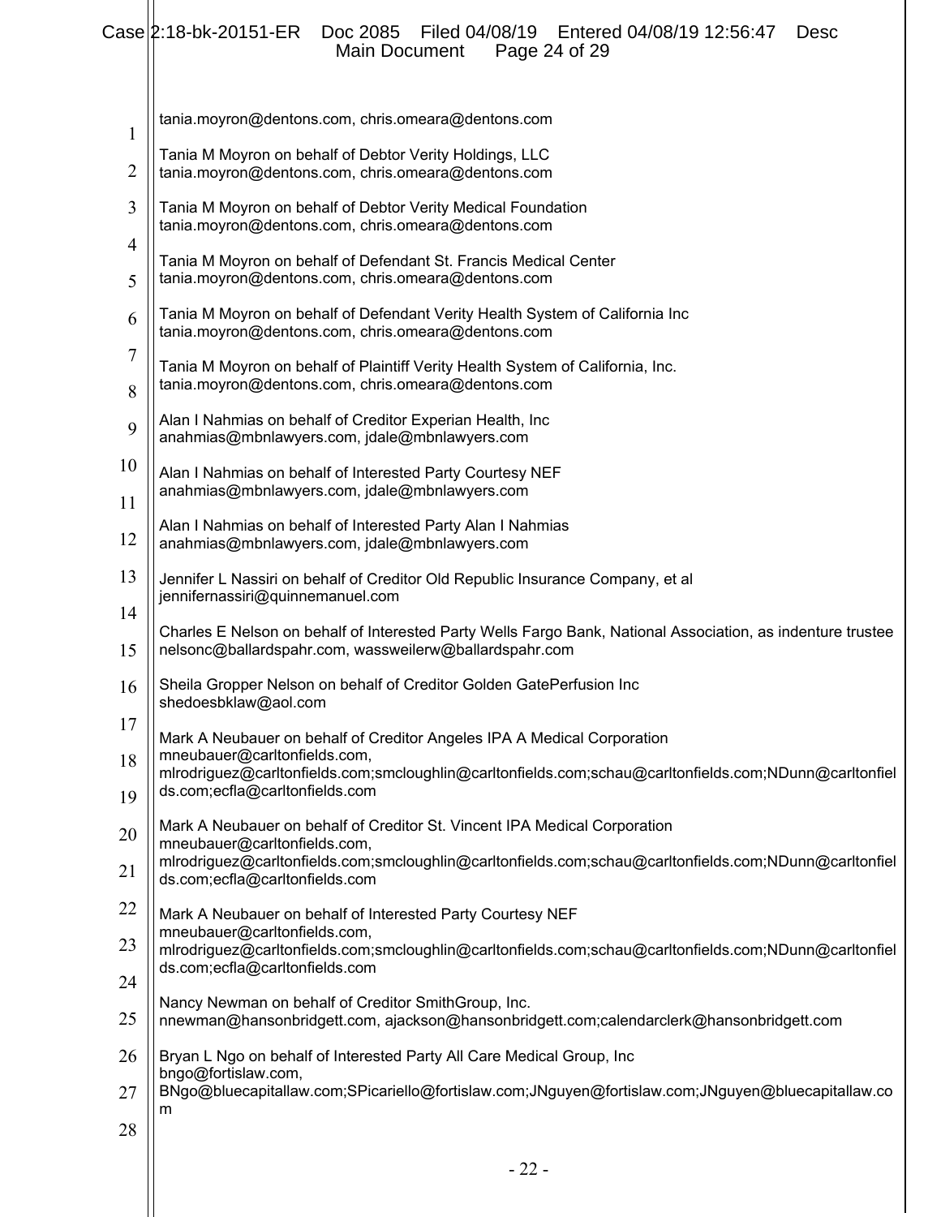tania.moyron@dentons.com, chris.omeara@dentons.com

Tania M Moyron on behalf of Debtor Verity Holdings, LLC
tania.moyron@dentons.com, chris.omeara@dentons.com

Tania M Moyron on behalf of Debtor Verity Medical Foundation
tania.moyron@dentons.com, chris.omeara@dentons.com

Tania M Moyron on behalf of Defendant St. Francis Medical Center
tania.moyron@dentons.com, chris.omeara@dentons.com

Tania M Moyron on behalf of Defendant Verity Health System of California Inc
tania.moyron@dentons.com, chris.omeara@dentons.com

Tania M Moyron on behalf of Plaintiff Verity Health System of California, Inc.
tania.moyron@dentons.com, chris.omeara@dentons.com

Alan I Nahmias on behalf of Creditor Experian Health, Inc
anahmias@mbnlawyers.com, jdale@mbnlawyers.com

Alan I Nahmias on behalf of Interested Party Courtesy NEF
anahmias@mbnlawyers.com, jdale@mbnlawyers.com

Alan I Nahmias on behalf of Interested Party Alan I Nahmias
anahmias@mbnlawyers.com, jdale@mbnlawyers.com

Jennifer L Nassiri on behalf of Creditor Old Republic Insurance Company, et al
jennifernassiri@quinnemanuel.com

Charles E Nelson on behalf of Interested Party Wells Fargo Bank, National Association, as indenture trustee
nelsonc@ballardspahr.com, wassweilerw@ballardspahr.com

Sheila Gropper Nelson on behalf of Creditor Golden GatePerfusion Inc
shedoesbklaw@aol.com

Mark A Neubauer on behalf of Creditor Angeles IPA A Medical Corporation
mneubauer@carltonfields.com,
mlrodriguez@carltonfields.com;smcloughlin@carltonfields.com;schau@carltonfields.com;NDunn@carltonfields.com;ecfla@carltonfields.com

Mark A Neubauer on behalf of Creditor St. Vincent IPA Medical Corporation
mneubauer@carltonfields.com,
mlrodriguez@carltonfields.com;smcloughlin@carltonfields.com;schau@carltonfields.com;NDunn@carltonfields.com;ecfla@carltonfields.com

Mark A Neubauer on behalf of Interested Party Courtesy NEF
mneubauer@carltonfields.com,
mlrodriguez@carltonfields.com;smcloughlin@carltonfields.com;schau@carltonfields.com;NDunn@carltonfields.com;ecfla@carltonfields.com

Nancy Newman on behalf of Creditor SmithGroup, Inc.
nnewman@hansonbridgett.com, ajackson@hansonbridgett.com;calendarclerk@hansonbridgett.com

Bryan L Ngo on behalf of Interested Party All Care Medical Group, Inc
bngo@fortislaw.com,
BNgo@bluecapitallaw.com;SPicariello@fortislaw.com;JNguyen@fortislaw.com;JNguyen@bluecapitallaw.com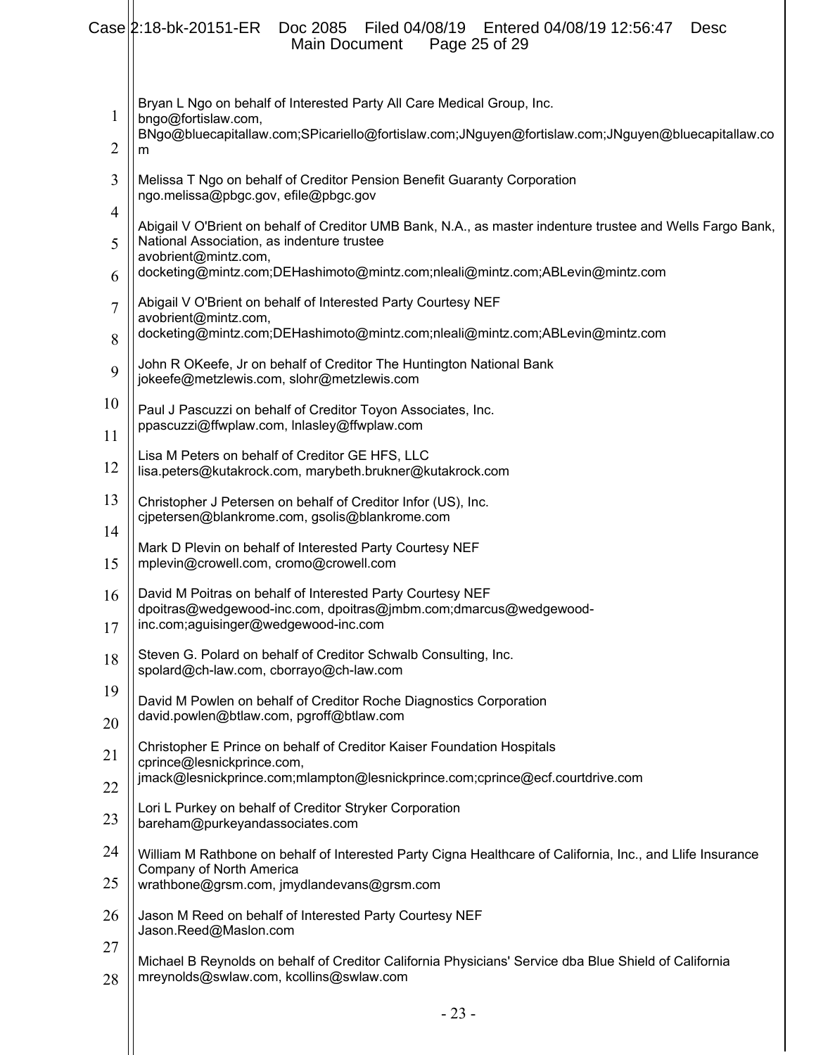Bryan L Ngo on behalf of Interested Party All Care Medical Group, Inc.
bngo@fortislaw.com,
BNgo@bluecapitallaw.com;SPicariello@fortislaw.com;JNguyen@fortislaw.com;JNguyen@bluecapitallaw.com

Melissa T Ngo on behalf of Creditor Pension Benefit Guaranty Corporation
ngo.melissa@pbgc.gov, efile@pbgc.gov

Abigail V O'Brient on behalf of Creditor UMB Bank, N.A., as master indenture trustee and Wells Fargo Bank, National Association, as indenture trustee
avobrient@mintz.com,
docketing@mintz.com;DEHashimoto@mintz.com;nleali@mintz.com;ABLevin@mintz.com

Abigail V O'Brient on behalf of Interested Party Courtesy NEF
avobrient@mintz.com,
docketing@mintz.com;DEHashimoto@mintz.com;nleali@mintz.com;ABLevin@mintz.com

John R OKeefe, Jr on behalf of Creditor The Huntington National Bank
jokeefe@metzlewis.com, slohr@metzlewis.com

Paul J Pascuzzi on behalf of Creditor Toyon Associates, Inc.
ppascuzzi@ffwplaw.com, lnlasley@ffwplaw.com

Lisa M Peters on behalf of Creditor GE HFS, LLC
lisa.peters@kutakrock.com, marybeth.brukner@kutakrock.com

Christopher J Petersen on behalf of Creditor Infor (US), Inc.
cjpetersen@blankrome.com, gsolis@blankrome.com

Mark D Plevin on behalf of Interested Party Courtesy NEF
mplevin@crowell.com, cromo@crowell.com

David M Poitras on behalf of Interested Party Courtesy NEF
dpoitras@wedgewood-inc.com, dpoitras@jmbm.com;dmarcus@wedgewood-inc.com;aguisinger@wedgewood-inc.com

Steven G. Polard on behalf of Creditor Schwalb Consulting, Inc.
spolard@ch-law.com, cborrayo@ch-law.com

David M Powlen on behalf of Creditor Roche Diagnostics Corporation
david.powlen@btlaw.com, pgroff@btlaw.com

Christopher E Prince on behalf of Creditor Kaiser Foundation Hospitals
cprince@lesnickprince.com,
jmack@lesnickprince.com;mlampton@lesnickprince.com;cprince@ecf.courtdrive.com

Lori L Purkey on behalf of Creditor Stryker Corporation
bareham@purkeyandassociates.com

William M Rathbone on behalf of Interested Party Cigna Healthcare of California, Inc., and Llife Insurance Company of North America
wrathbone@grsm.com, jmydlandevans@grsm.com

Jason M Reed on behalf of Interested Party Courtesy NEF
Jason.Reed@Maslon.com

Michael B Reynolds on behalf of Creditor California Physicians' Service dba Blue Shield of California
mreynolds@swlaw.com, kcollins@swlaw.com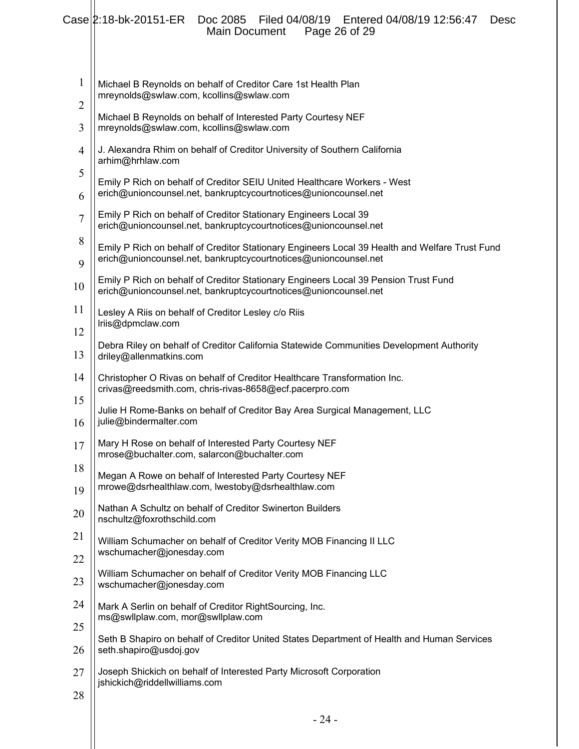Michael B Reynolds on behalf of Creditor Care 1st Health Plan
mreynolds@swlaw.com, kcollins@swlaw.com

Michael B Reynolds on behalf of Interested Party Courtesy NEF
mreynolds@swlaw.com, kcollins@swlaw.com

J. Alexandra Rhim on behalf of Creditor University of Southern California
arhim@hrhlaw.com

Emily P Rich on behalf of Creditor SEIU United Healthcare Workers - West
erich@unioncounsel.net, bankruptcycourtnotices@unioncounsel.net

Emily P Rich on behalf of Creditor Stationary Engineers Local 39
erich@unioncounsel.net, bankruptcycourtnotices@unioncounsel.net

Emily P Rich on behalf of Creditor Stationary Engineers Local 39 Health and Welfare Trust Fund
erich@unioncounsel.net, bankruptcycourtnotices@unioncounsel.net

Emily P Rich on behalf of Creditor Stationary Engineers Local 39 Pension Trust Fund
erich@unioncounsel.net, bankruptcycourtnotices@unioncounsel.net

Lesley A Riis on behalf of Creditor Lesley c/o Riis
lriis@dpmclaw.com

Debra Riley on behalf of Creditor California Statewide Communities Development Authority
driley@allenmatkins.com

Christopher O Rivas on behalf of Creditor Healthcare Transformation Inc.
crivas@reedsmith.com, chris-rivas-8658@ecf.pacerpro.com

Julie H Rome-Banks on behalf of Creditor Bay Area Surgical Management, LLC
julie@bindermalter.com

Mary H Rose on behalf of Interested Party Courtesy NEF
mrose@buchalter.com, salarcon@buchalter.com

Megan A Rowe on behalf of Interested Party Courtesy NEF
mrowe@dsrhealthlaw.com, lwestoby@dsrhealthlaw.com

Nathan A Schultz on behalf of Creditor Swinerton Builders
nschultz@foxrothschild.com

William Schumacher on behalf of Creditor Verity MOB Financing II LLC
wschumacher@jonesday.com

William Schumacher on behalf of Creditor Verity MOB Financing LLC
wschumacher@jonesday.com

Mark A Serlin on behalf of Creditor RightSourcing, Inc.
ms@swllplaw.com, mor@swllplaw.com

Seth B Shapiro on behalf of Creditor United States Department of Health and Human Services
seth.shapiro@usdoj.gov

Joseph Shickich on behalf of Interested Party Microsoft Corporation
jshickich@riddellwilliams.com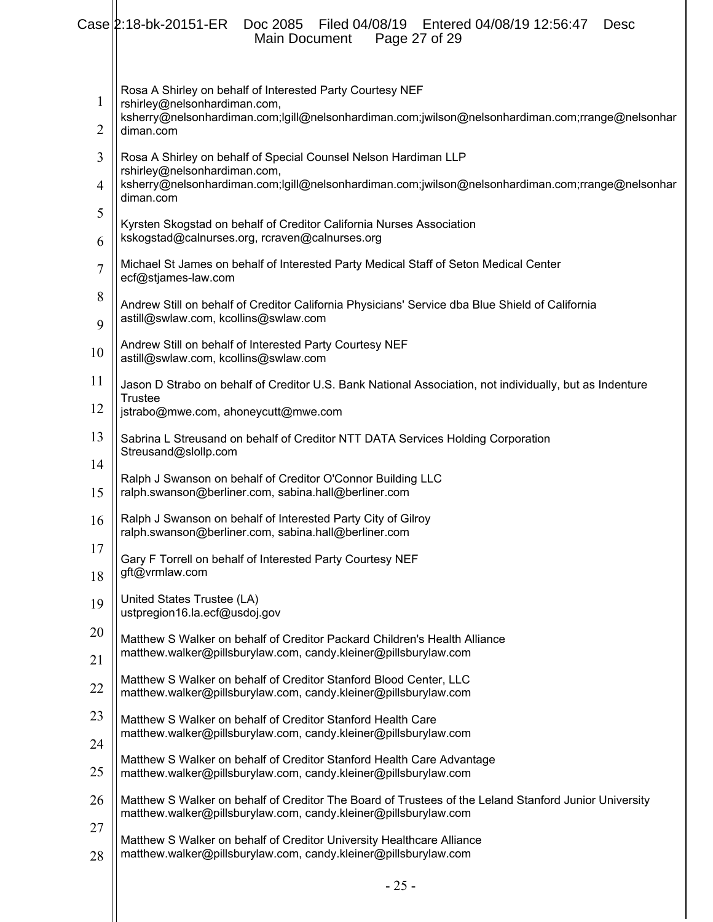Rosa A Shirley on behalf of Interested Party Courtesy NEF
rshirley@nelsonhardiman.com,
ksherry@nelsonhardiman.com;lgill@nelsonhardiman.com;jwilson@nelsonhardiman.com;rrange@nelsonhardiman.com

Rosa A Shirley on behalf of Special Counsel Nelson Hardiman LLP
rshirley@nelsonhardiman.com,
ksherry@nelsonhardiman.com;lgill@nelsonhardiman.com;jwilson@nelsonhardiman.com;rrange@nelsonhardiman.com

Kyrsten Skogstad on behalf of Creditor California Nurses Association
kskogstad@calnurses.org, rcraven@calnurses.org

Michael St James on behalf of Interested Party Medical Staff of Seton Medical Center
ecf@stjames-law.com

Andrew Still on behalf of Creditor California Physicians' Service dba Blue Shield of California
astill@swlaw.com, kcollins@swlaw.com

Andrew Still on behalf of Interested Party Courtesy NEF
astill@swlaw.com, kcollins@swlaw.com

Jason D Strabo on behalf of Creditor U.S. Bank National Association, not individually, but as Indenture Trustee
jstrabo@mwe.com, ahoneycutt@mwe.com

Sabrina L Streusand on behalf of Creditor NTT DATA Services Holding Corporation
Streusand@slollp.com

Ralph J Swanson on behalf of Creditor O'Connor Building LLC
ralph.swanson@berliner.com, sabina.hall@berliner.com

Ralph J Swanson on behalf of Interested Party City of Gilroy
ralph.swanson@berliner.com, sabina.hall@berliner.com

Gary F Torrell on behalf of Interested Party Courtesy NEF
gft@vrmlaw.com

United States Trustee (LA)
ustpregion16.la.ecf@usdoj.gov

Matthew S Walker on behalf of Creditor Packard Children's Health Alliance
matthew.walker@pillsburylaw.com, candy.kleiner@pillsburylaw.com

Matthew S Walker on behalf of Creditor Stanford Blood Center, LLC
matthew.walker@pillsburylaw.com, candy.kleiner@pillsburylaw.com

Matthew S Walker on behalf of Creditor Stanford Health Care
matthew.walker@pillsburylaw.com, candy.kleiner@pillsburylaw.com

Matthew S Walker on behalf of Creditor Stanford Health Care Advantage
matthew.walker@pillsburylaw.com, candy.kleiner@pillsburylaw.com

Matthew S Walker on behalf of Creditor The Board of Trustees of the Leland Stanford Junior University
matthew.walker@pillsburylaw.com, candy.kleiner@pillsburylaw.com

Matthew S Walker on behalf of Creditor University Healthcare Alliance
matthew.walker@pillsburylaw.com, candy.kleiner@pillsburylaw.com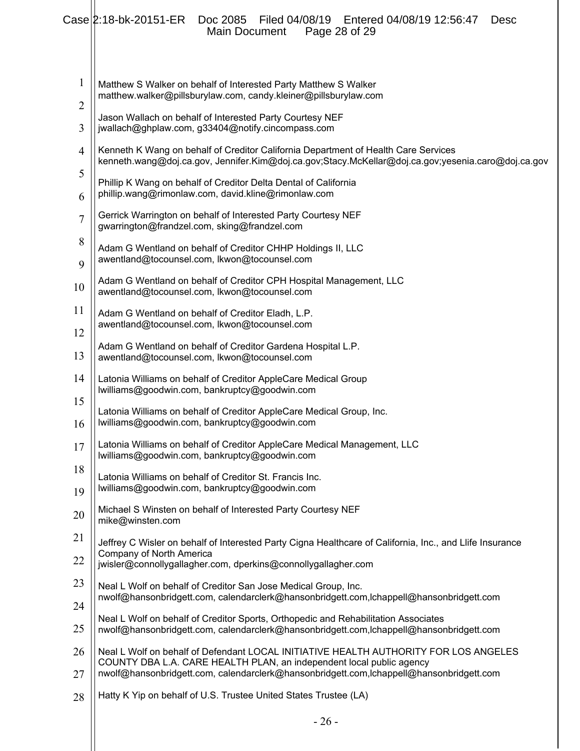Matthew S Walker on behalf of Interested Party Matthew S Walker
matthew.walker@pillsburylaw.com, candy.kleiner@pillsburylaw.com

Jason Wallach on behalf of Interested Party Courtesy NEF
jwallach@ghplaw.com, g33404@notify.cincompass.com

Kenneth K Wang on behalf of Creditor California Department of Health Care Services
kenneth.wang@doj.ca.gov, Jennifer.Kim@doj.ca.gov;Stacy.McKellar@doj.ca.gov;yesenia.caro@doj.ca.gov

Phillip K Wang on behalf of Creditor Delta Dental of California
phillip.wang@rimonlaw.com, david.kline@rimonlaw.com

Gerrick Warrington on behalf of Interested Party Courtesy NEF
gwarrington@frandzel.com, sking@frandzel.com

Adam G Wentland on behalf of Creditor CHHP Holdings II, LLC
awentland@tocounsel.com, lkwon@tocounsel.com

Adam G Wentland on behalf of Creditor CPH Hospital Management, LLC
awentland@tocounsel.com, lkwon@tocounsel.com

Adam G Wentland on behalf of Creditor Eladh, L.P.
awentland@tocounsel.com, lkwon@tocounsel.com

Adam G Wentland on behalf of Creditor Gardena Hospital L.P.
awentland@tocounsel.com, lkwon@tocounsel.com

Latonia Williams on behalf of Creditor AppleCare Medical Group
lwilliams@goodwin.com, bankruptcy@goodwin.com

Latonia Williams on behalf of Creditor AppleCare Medical Group, Inc.
lwilliams@goodwin.com, bankruptcy@goodwin.com

Latonia Williams on behalf of Creditor AppleCare Medical Management, LLC
lwilliams@goodwin.com, bankruptcy@goodwin.com

Latonia Williams on behalf of Creditor St. Francis Inc.
lwilliams@goodwin.com, bankruptcy@goodwin.com

Michael S Winsten on behalf of Interested Party Courtesy NEF
mike@winsten.com

Jeffrey C Wisler on behalf of Interested Party Cigna Healthcare of California, Inc., and Llife Insurance Company of North America
jwisler@connollygallagher.com, dperkins@connollygallagher.com

Neal L Wolf on behalf of Creditor San Jose Medical Group, Inc.
nwolf@hansonbridgett.com, calendarclerk@hansonbridgett.com,lchappell@hansonbridgett.com

Neal L Wolf on behalf of Creditor Sports, Orthopedic and Rehabilitation Associates
nwolf@hansonbridgett.com, calendarclerk@hansonbridgett.com,lchappell@hansonbridgett.com

Neal L Wolf on behalf of Defendant LOCAL INITIATIVE HEALTH AUTHORITY FOR LOS ANGELES COUNTY DBA L.A. CARE HEALTH PLAN, an independent local public agency
nwolf@hansonbridgett.com, calendarclerk@hansonbridgett.com,lchappell@hansonbridgett.com

Hatty K Yip on behalf of U.S. Trustee United States Trustee (LA)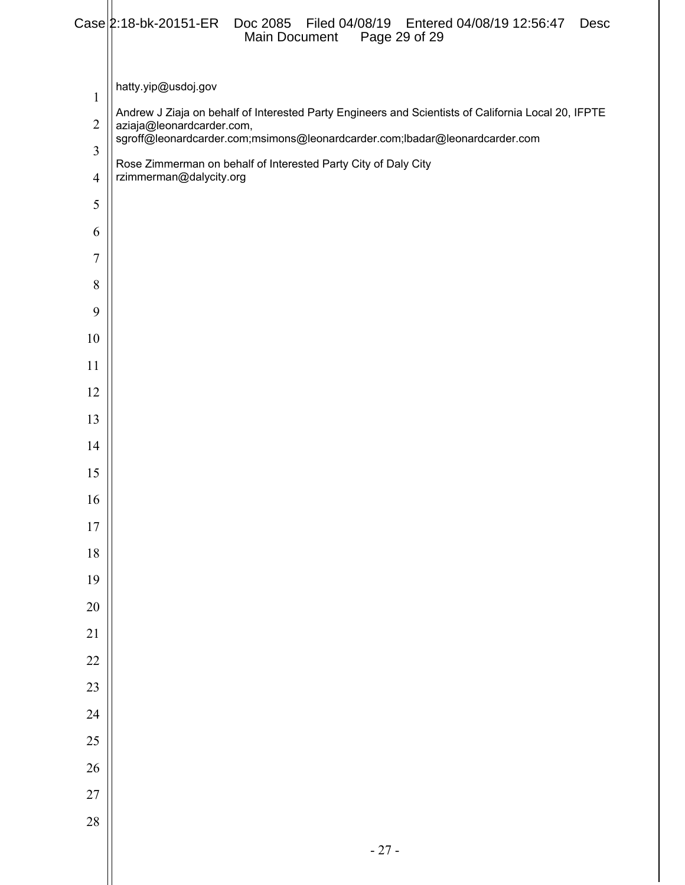hatty.yip@usdoj.gov

Andrew J Ziaja on behalf of Interested Party Engineers and Scientists of California Local 20, IFPTE
aziaja@leonardcarder.com,
sgroff@leonardcarder.com;msimons@leonardcarder.com;lbadar@leonardcarder.com

Rose Zimmerman on behalf of Interested Party City of Daly City
rzimmerman@dalycity.org